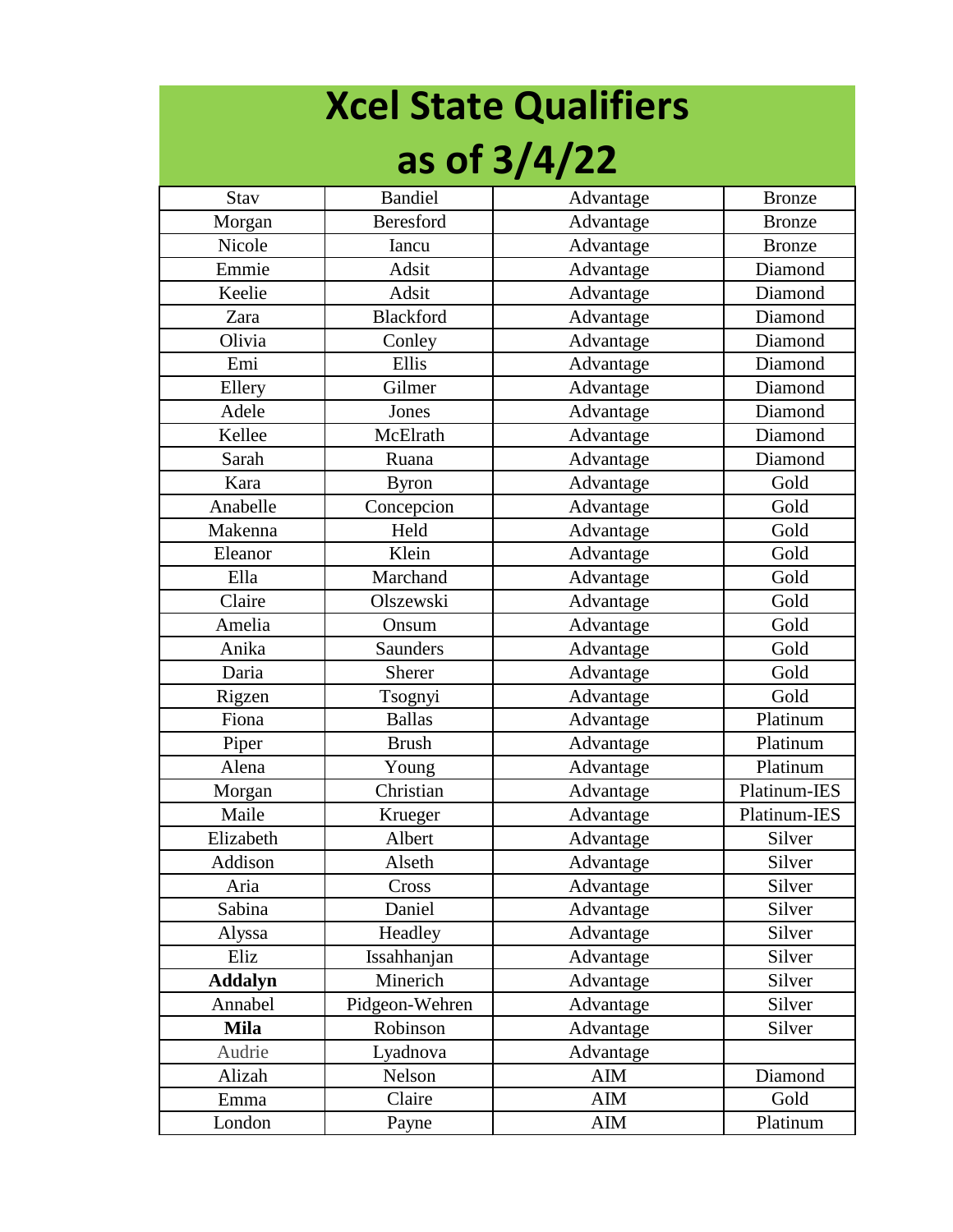# Xcel State Qualifiers as of 3/4/22

| | | | |
|---|---|---|---|
| Stav | Bandiel | Advantage | Bronze |
| Morgan | Beresford | Advantage | Bronze |
| Nicole | Iancu | Advantage | Bronze |
| Emmie | Adsit | Advantage | Diamond |
| Keelie | Adsit | Advantage | Diamond |
| Zara | Blackford | Advantage | Diamond |
| Olivia | Conley | Advantage | Diamond |
| Emi | Ellis | Advantage | Diamond |
| Ellery | Gilmer | Advantage | Diamond |
| Adele | Jones | Advantage | Diamond |
| Kellee | McElrath | Advantage | Diamond |
| Sarah | Ruana | Advantage | Diamond |
| Kara | Byron | Advantage | Gold |
| Anabelle | Concepcion | Advantage | Gold |
| Makenna | Held | Advantage | Gold |
| Eleanor | Klein | Advantage | Gold |
| Ella | Marchand | Advantage | Gold |
| Claire | Olszewski | Advantage | Gold |
| Amelia | Onsum | Advantage | Gold |
| Anika | Saunders | Advantage | Gold |
| Daria | Sherer | Advantage | Gold |
| Rigzen | Tsognyi | Advantage | Gold |
| Fiona | Ballas | Advantage | Platinum |
| Piper | Brush | Advantage | Platinum |
| Alena | Young | Advantage | Platinum |
| Morgan | Christian | Advantage | Platinum-IES |
| Maile | Krueger | Advantage | Platinum-IES |
| Elizabeth | Albert | Advantage | Silver |
| Addison | Alseth | Advantage | Silver |
| Aria | Cross | Advantage | Silver |
| Sabina | Daniel | Advantage | Silver |
| Alyssa | Headley | Advantage | Silver |
| Eliz | Issahhanjan | Advantage | Silver |
| **Addalyn** | Minerich | Advantage | Silver |
| Annabel | Pidgeon-Wehren | Advantage | Silver |
| **Mila** | Robinson | Advantage | Silver |
| Audrie | Lyadnova | Advantage | |
| Alizah | Nelson | AIM | Diamond |
| Emma | Claire | AIM | Gold |
| London | Payne | AIM | Platinum |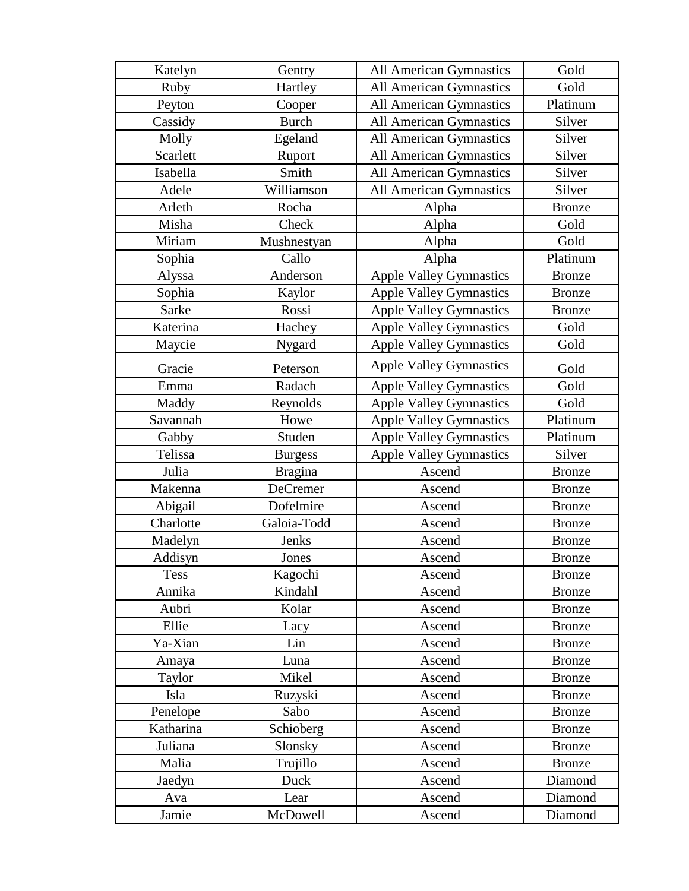| Katelyn | Gentry | All American Gymnastics | Gold |
|---|---|---|---|
| Ruby | Hartley | All American Gymnastics | Gold |
| Peyton | Cooper | All American Gymnastics | Platinum |
| Cassidy | Burch | All American Gymnastics | Silver |
| Molly | Egeland | All American Gymnastics | Silver |
| Scarlett | Ruport | All American Gymnastics | Silver |
| Isabella | Smith | All American Gymnastics | Silver |
| Adele | Williamson | All American Gymnastics | Silver |
| Arleth | Rocha | Alpha | Bronze |
| Misha | Check | Alpha | Gold |
| Miriam | Mushnestyan | Alpha | Gold |
| Sophia | Callo | Alpha | Platinum |
| Alyssa | Anderson | Apple Valley Gymnastics | Bronze |
| Sophia | Kaylor | Apple Valley Gymnastics | Bronze |
| Sarke | Rossi | Apple Valley Gymnastics | Bronze |
| Katerina | Hachey | Apple Valley Gymnastics | Gold |
| Maycie | Nygard | Apple Valley Gymnastics | Gold |
| Gracie | Peterson | Apple Valley Gymnastics | Gold |
| Emma | Radach | Apple Valley Gymnastics | Gold |
| Maddy | Reynolds | Apple Valley Gymnastics | Gold |
| Savannah | Howe | Apple Valley Gymnastics | Platinum |
| Gabby | Studen | Apple Valley Gymnastics | Platinum |
| Telissa | Burgess | Apple Valley Gymnastics | Silver |
| Julia | Bragina | Ascend | Bronze |
| Makenna | DeCremer | Ascend | Bronze |
| Abigail | Dofelmire | Ascend | Bronze |
| Charlotte | Galoia-Todd | Ascend | Bronze |
| Madelyn | Jenks | Ascend | Bronze |
| Addisyn | Jones | Ascend | Bronze |
| Tess | Kagochi | Ascend | Bronze |
| Annika | Kindahl | Ascend | Bronze |
| Aubri | Kolar | Ascend | Bronze |
| Ellie | Lacy | Ascend | Bronze |
| Ya-Xian | Lin | Ascend | Bronze |
| Amaya | Luna | Ascend | Bronze |
| Taylor | Mikel | Ascend | Bronze |
| Isla | Ruzyski | Ascend | Bronze |
| Penelope | Sabo | Ascend | Bronze |
| Katharina | Schioberg | Ascend | Bronze |
| Juliana | Slonsky | Ascend | Bronze |
| Malia | Trujillo | Ascend | Bronze |
| Jaedyn | Duck | Ascend | Diamond |
| Ava | Lear | Ascend | Diamond |
| Jamie | McDowell | Ascend | Diamond |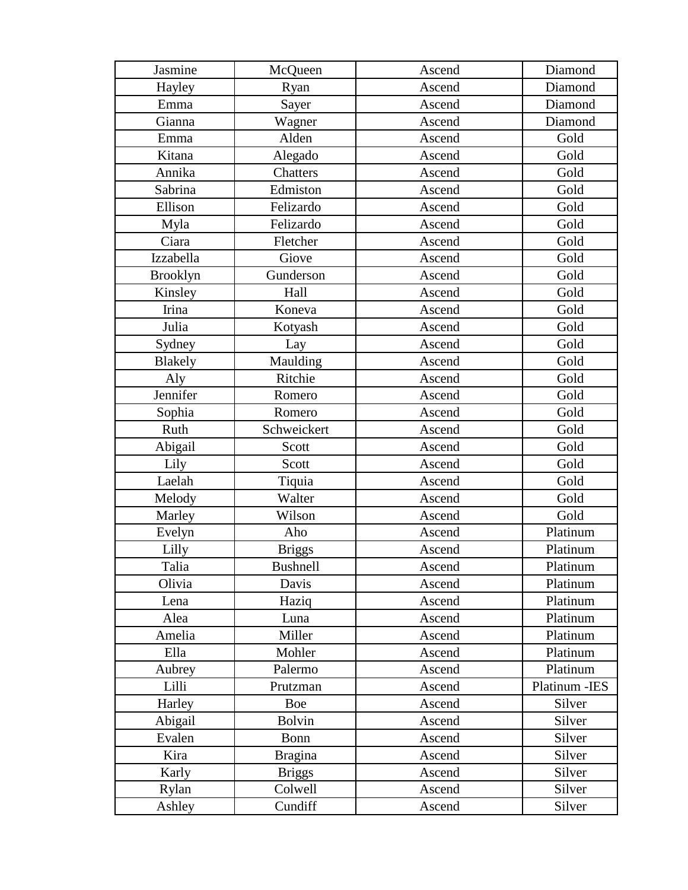| Jasmine | McQueen | Ascend | Diamond |
|---|---|---|---|
| Hayley | Ryan | Ascend | Diamond |
| Emma | Sayer | Ascend | Diamond |
| Gianna | Wagner | Ascend | Diamond |
| Emma | Alden | Ascend | Gold |
| Kitana | Alegado | Ascend | Gold |
| Annika | Chatters | Ascend | Gold |
| Sabrina | Edmiston | Ascend | Gold |
| Ellison | Felizardo | Ascend | Gold |
| Myla | Felizardo | Ascend | Gold |
| Ciara | Fletcher | Ascend | Gold |
| Izzabella | Giove | Ascend | Gold |
| Brooklyn | Gunderson | Ascend | Gold |
| Kinsley | Hall | Ascend | Gold |
| Irina | Koneva | Ascend | Gold |
| Julia | Kotyash | Ascend | Gold |
| Sydney | Lay | Ascend | Gold |
| Blakely | Maulding | Ascend | Gold |
| Aly | Ritchie | Ascend | Gold |
| Jennifer | Romero | Ascend | Gold |
| Sophia | Romero | Ascend | Gold |
| Ruth | Schweickert | Ascend | Gold |
| Abigail | Scott | Ascend | Gold |
| Lily | Scott | Ascend | Gold |
| Laelah | Tiquia | Ascend | Gold |
| Melody | Walter | Ascend | Gold |
| Marley | Wilson | Ascend | Gold |
| Evelyn | Aho | Ascend | Platinum |
| Lilly | Briggs | Ascend | Platinum |
| Talia | Bushnell | Ascend | Platinum |
| Olivia | Davis | Ascend | Platinum |
| Lena | Haziq | Ascend | Platinum |
| Alea | Luna | Ascend | Platinum |
| Amelia | Miller | Ascend | Platinum |
| Ella | Mohler | Ascend | Platinum |
| Aubrey | Palermo | Ascend | Platinum |
| Lilli | Prutzman | Ascend | Platinum -IES |
| Harley | Boe | Ascend | Silver |
| Abigail | Bolvin | Ascend | Silver |
| Evalen | Bonn | Ascend | Silver |
| Kira | Bragina | Ascend | Silver |
| Karly | Briggs | Ascend | Silver |
| Rylan | Colwell | Ascend | Silver |
| Ashley | Cundiff | Ascend | Silver |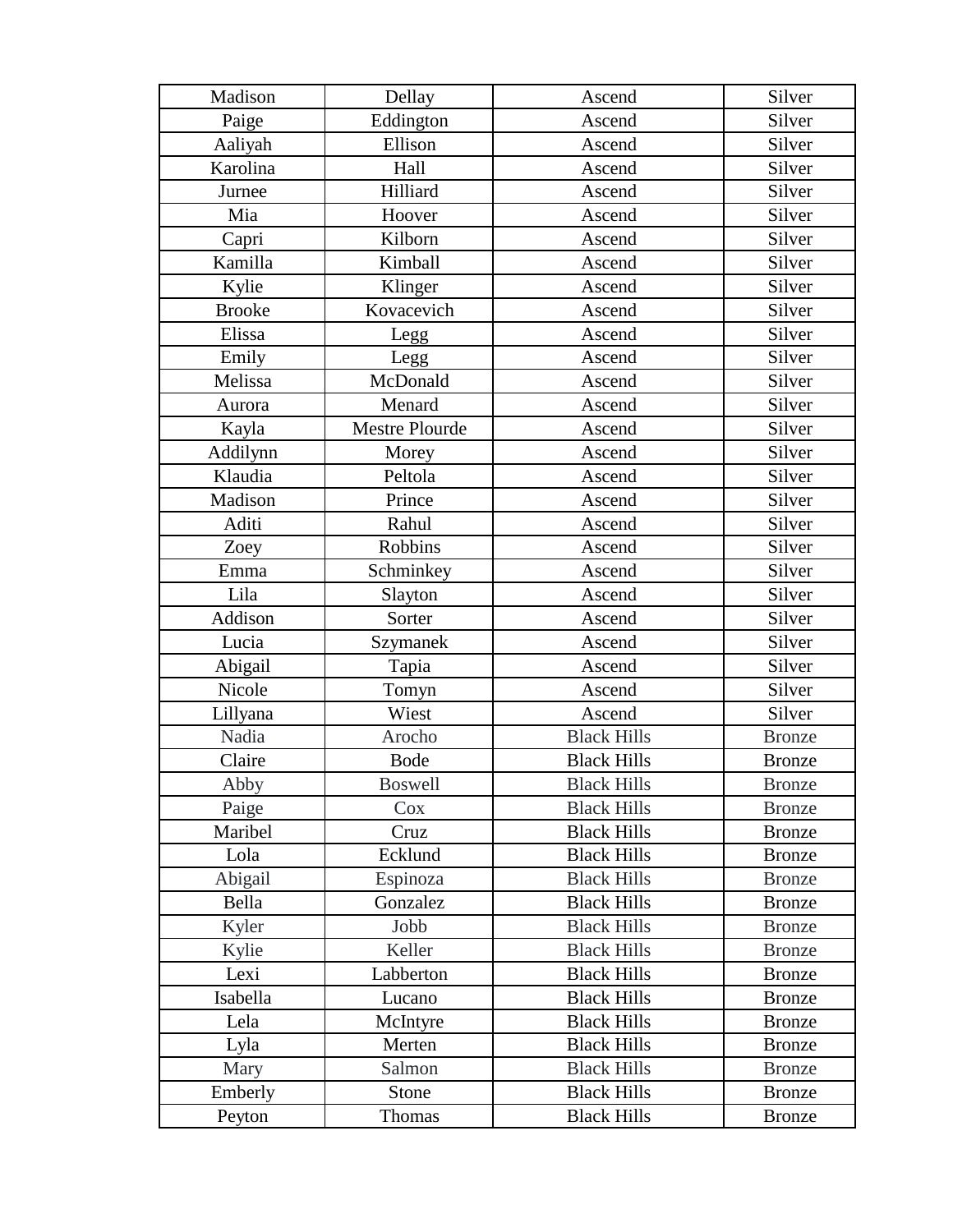| Madison | Dellay | Ascend | Silver |
|---|---|---|---|
| Paige | Eddington | Ascend | Silver |
| Aaliyah | Ellison | Ascend | Silver |
| Karolina | Hall | Ascend | Silver |
| Jurnee | Hilliard | Ascend | Silver |
| Mia | Hoover | Ascend | Silver |
| Capri | Kilborn | Ascend | Silver |
| Kamilla | Kimball | Ascend | Silver |
| Kylie | Klinger | Ascend | Silver |
| Brooke | Kovacevich | Ascend | Silver |
| Elissa | Legg | Ascend | Silver |
| Emily | Legg | Ascend | Silver |
| Melissa | McDonald | Ascend | Silver |
| Aurora | Menard | Ascend | Silver |
| Kayla | Mestre Plourde | Ascend | Silver |
| Addilynn | Morey | Ascend | Silver |
| Klaudia | Peltola | Ascend | Silver |
| Madison | Prince | Ascend | Silver |
| Aditi | Rahul | Ascend | Silver |
| Zoey | Robbins | Ascend | Silver |
| Emma | Schminkey | Ascend | Silver |
| Lila | Slayton | Ascend | Silver |
| Addison | Sorter | Ascend | Silver |
| Lucia | Szymanek | Ascend | Silver |
| Abigail | Tapia | Ascend | Silver |
| Nicole | Tomyn | Ascend | Silver |
| Lillyana | Wiest | Ascend | Silver |
| Nadia | Arocho | Black Hills | Bronze |
| Claire | Bode | Black Hills | Bronze |
| Abby | Boswell | Black Hills | Bronze |
| Paige | Cox | Black Hills | Bronze |
| Maribel | Cruz | Black Hills | Bronze |
| Lola | Ecklund | Black Hills | Bronze |
| Abigail | Espinoza | Black Hills | Bronze |
| Bella | Gonzalez | Black Hills | Bronze |
| Kyler | Jobb | Black Hills | Bronze |
| Kylie | Keller | Black Hills | Bronze |
| Lexi | Labberton | Black Hills | Bronze |
| Isabella | Lucano | Black Hills | Bronze |
| Lela | McIntyre | Black Hills | Bronze |
| Lyla | Merten | Black Hills | Bronze |
| Mary | Salmon | Black Hills | Bronze |
| Emberly | Stone | Black Hills | Bronze |
| Peyton | Thomas | Black Hills | Bronze |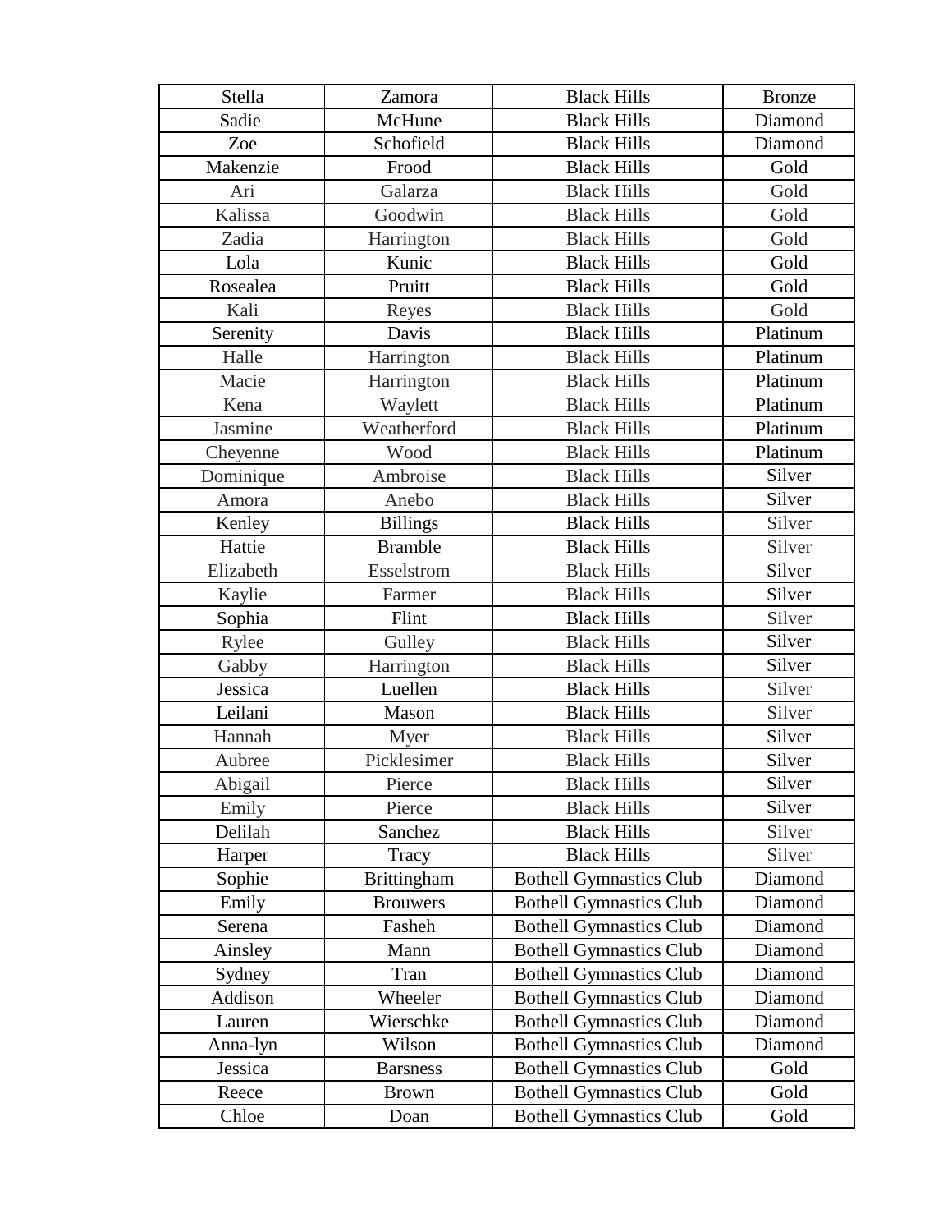| Stella | Zamora | Black Hills | Bronze |
|---|---|---|---|
| Sadie | McHune | Black Hills | Diamond |
| Zoe | Schofield | Black Hills | Diamond |
| Makenzie | Frood | Black Hills | Gold |
| Ari | Galarza | Black Hills | Gold |
| Kalissa | Goodwin | Black Hills | Gold |
| Zadia | Harrington | Black Hills | Gold |
| Lola | Kunic | Black Hills | Gold |
| Rosealea | Pruitt | Black Hills | Gold |
| Kali | Reyes | Black Hills | Gold |
| Serenity | Davis | Black Hills | Platinum |
| Halle | Harrington | Black Hills | Platinum |
| Macie | Harrington | Black Hills | Platinum |
| Kena | Waylett | Black Hills | Platinum |
| Jasmine | Weatherford | Black Hills | Platinum |
| Cheyenne | Wood | Black Hills | Platinum |
| Dominique | Ambroise | Black Hills | Silver |
| Amora | Anebo | Black Hills | Silver |
| Kenley | Billings | Black Hills | Silver |
| Hattie | Bramble | Black Hills | Silver |
| Elizabeth | Esselstrom | Black Hills | Silver |
| Kaylie | Farmer | Black Hills | Silver |
| Sophia | Flint | Black Hills | Silver |
| Rylee | Gulley | Black Hills | Silver |
| Gabby | Harrington | Black Hills | Silver |
| Jessica | Luellen | Black Hills | Silver |
| Leilani | Mason | Black Hills | Silver |
| Hannah | Myer | Black Hills | Silver |
| Aubree | Picklesimer | Black Hills | Silver |
| Abigail | Pierce | Black Hills | Silver |
| Emily | Pierce | Black Hills | Silver |
| Delilah | Sanchez | Black Hills | Silver |
| Harper | Tracy | Black Hills | Silver |
| Sophie | Brittingham | Bothell Gymnastics Club | Diamond |
| Emily | Brouwers | Bothell Gymnastics Club | Diamond |
| Serena | Fasheh | Bothell Gymnastics Club | Diamond |
| Ainsley | Mann | Bothell Gymnastics Club | Diamond |
| Sydney | Tran | Bothell Gymnastics Club | Diamond |
| Addison | Wheeler | Bothell Gymnastics Club | Diamond |
| Lauren | Wierschke | Bothell Gymnastics Club | Diamond |
| Anna-lyn | Wilson | Bothell Gymnastics Club | Diamond |
| Jessica | Barsness | Bothell Gymnastics Club | Gold |
| Reece | Brown | Bothell Gymnastics Club | Gold |
| Chloe | Doan | Bothell Gymnastics Club | Gold |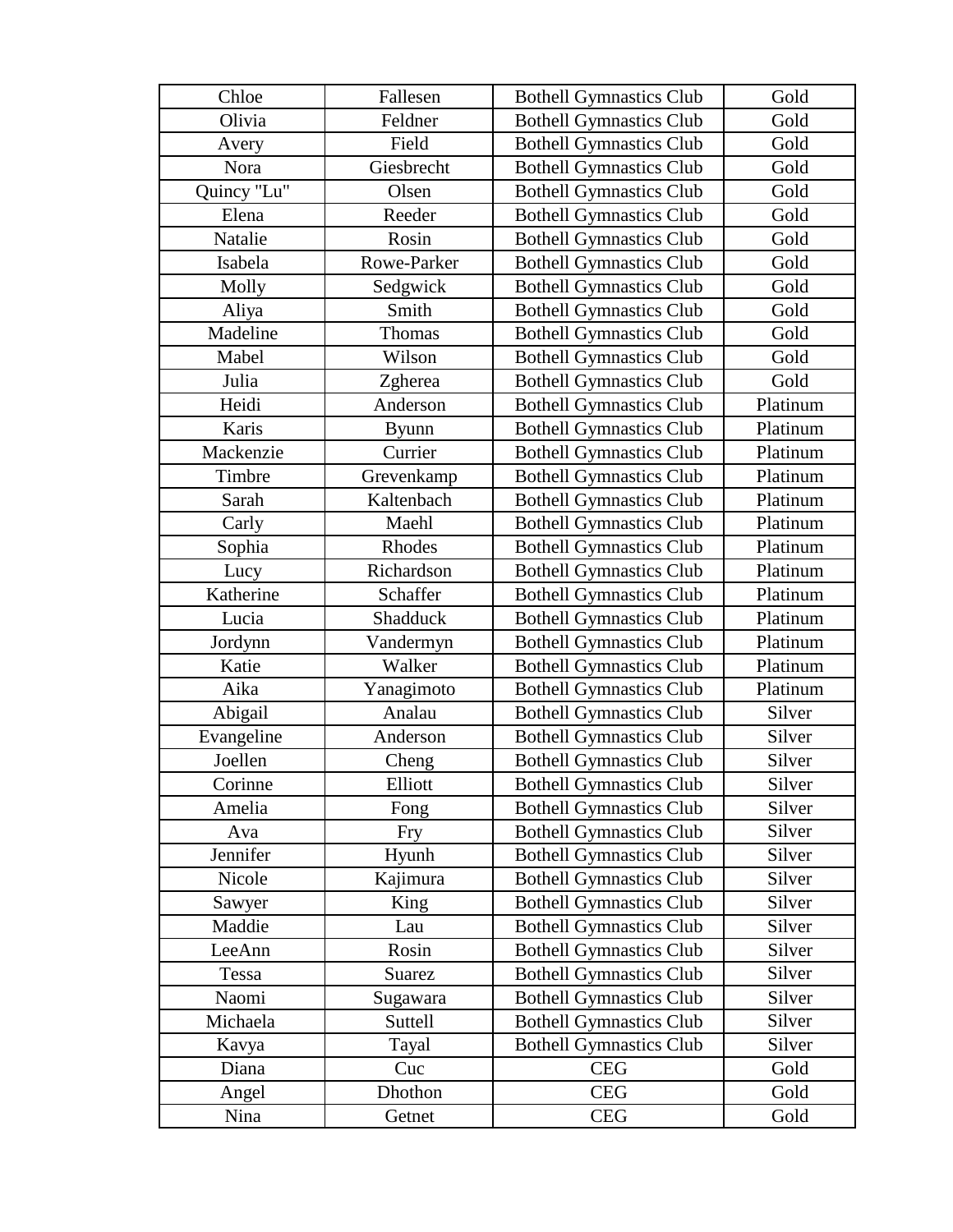| Chloe | Fallesen | Bothell Gymnastics Club | Gold |
|---|---|---|---|
| Olivia | Feldner | Bothell Gymnastics Club | Gold |
| Avery | Field | Bothell Gymnastics Club | Gold |
| Nora | Giesbrecht | Bothell Gymnastics Club | Gold |
| Quincy "Lu" | Olsen | Bothell Gymnastics Club | Gold |
| Elena | Reeder | Bothell Gymnastics Club | Gold |
| Natalie | Rosin | Bothell Gymnastics Club | Gold |
| Isabela | Rowe-Parker | Bothell Gymnastics Club | Gold |
| Molly | Sedgwick | Bothell Gymnastics Club | Gold |
| Aliya | Smith | Bothell Gymnastics Club | Gold |
| Madeline | Thomas | Bothell Gymnastics Club | Gold |
| Mabel | Wilson | Bothell Gymnastics Club | Gold |
| Julia | Zgherea | Bothell Gymnastics Club | Gold |
| Heidi | Anderson | Bothell Gymnastics Club | Platinum |
| Karis | Byunn | Bothell Gymnastics Club | Platinum |
| Mackenzie | Currier | Bothell Gymnastics Club | Platinum |
| Timbre | Grevenkamp | Bothell Gymnastics Club | Platinum |
| Sarah | Kaltenbach | Bothell Gymnastics Club | Platinum |
| Carly | Maehl | Bothell Gymnastics Club | Platinum |
| Sophia | Rhodes | Bothell Gymnastics Club | Platinum |
| Lucy | Richardson | Bothell Gymnastics Club | Platinum |
| Katherine | Schaffer | Bothell Gymnastics Club | Platinum |
| Lucia | Shadduck | Bothell Gymnastics Club | Platinum |
| Jordynn | Vandermyn | Bothell Gymnastics Club | Platinum |
| Katie | Walker | Bothell Gymnastics Club | Platinum |
| Aika | Yanagimoto | Bothell Gymnastics Club | Platinum |
| Abigail | Analau | Bothell Gymnastics Club | Silver |
| Evangeline | Anderson | Bothell Gymnastics Club | Silver |
| Joellen | Cheng | Bothell Gymnastics Club | Silver |
| Corinne | Elliott | Bothell Gymnastics Club | Silver |
| Amelia | Fong | Bothell Gymnastics Club | Silver |
| Ava | Fry | Bothell Gymnastics Club | Silver |
| Jennifer | Hyunh | Bothell Gymnastics Club | Silver |
| Nicole | Kajimura | Bothell Gymnastics Club | Silver |
| Sawyer | King | Bothell Gymnastics Club | Silver |
| Maddie | Lau | Bothell Gymnastics Club | Silver |
| LeeAnn | Rosin | Bothell Gymnastics Club | Silver |
| Tessa | Suarez | Bothell Gymnastics Club | Silver |
| Naomi | Sugawara | Bothell Gymnastics Club | Silver |
| Michaela | Suttell | Bothell Gymnastics Club | Silver |
| Kavya | Tayal | Bothell Gymnastics Club | Silver |
| Diana | Cuc | CEG | Gold |
| Angel | Dhothon | CEG | Gold |
| Nina | Getnet | CEG | Gold |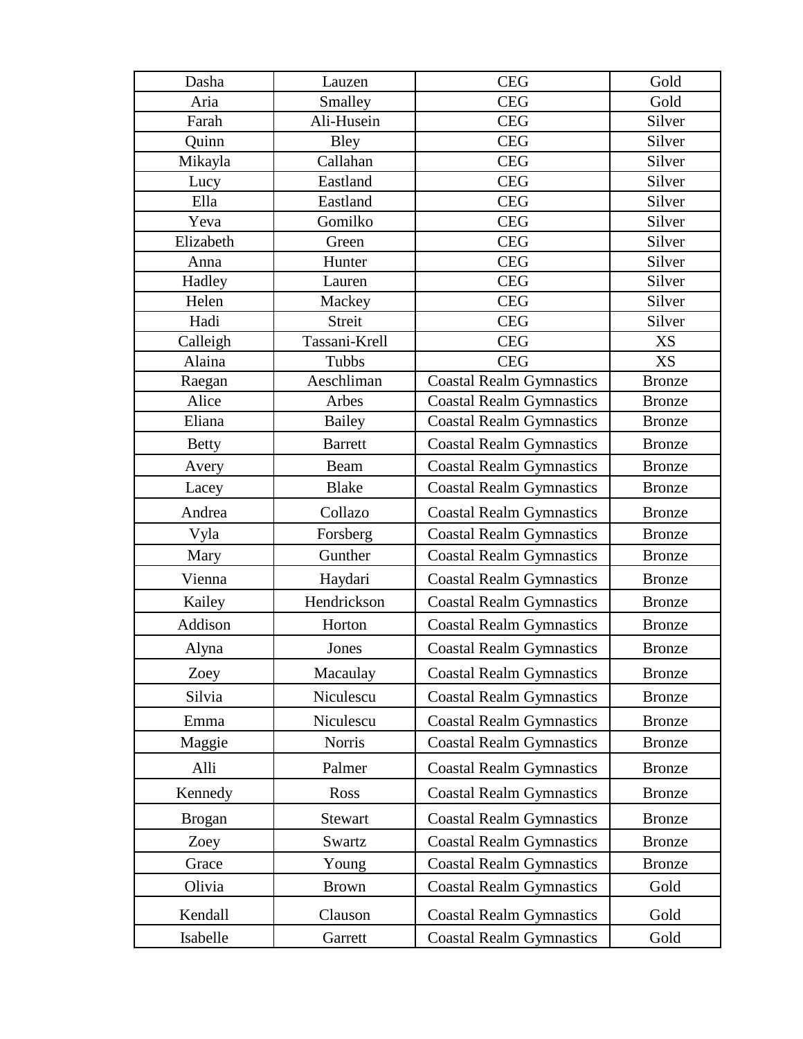| Dasha | Lauzen | CEG | Gold |
|---|---|---|---|
| Aria | Smalley | CEG | Gold |
| Farah | Ali-Husein | CEG | Silver |
| Quinn | Bley | CEG | Silver |
| Mikayla | Callahan | CEG | Silver |
| Lucy | Eastland | CEG | Silver |
| Ella | Eastland | CEG | Silver |
| Yeva | Gomilko | CEG | Silver |
| Elizabeth | Green | CEG | Silver |
| Anna | Hunter | CEG | Silver |
| Hadley | Lauren | CEG | Silver |
| Helen | Mackey | CEG | Silver |
| Hadi | Streit | CEG | Silver |
| Calleigh | Tassani-Krell | CEG | XS |
| Alaina | Tubbs | CEG | XS |
| Raegan | Aeschliman | Coastal Realm Gymnastics | Bronze |
| Alice | Arbes | Coastal Realm Gymnastics | Bronze |
| Eliana | Bailey | Coastal Realm Gymnastics | Bronze |
| Betty | Barrett | Coastal Realm Gymnastics | Bronze |
| Avery | Beam | Coastal Realm Gymnastics | Bronze |
| Lacey | Blake | Coastal Realm Gymnastics | Bronze |
| Andrea | Collazo | Coastal Realm Gymnastics | Bronze |
| Vyla | Forsberg | Coastal Realm Gymnastics | Bronze |
| Mary | Gunther | Coastal Realm Gymnastics | Bronze |
| Vienna | Haydari | Coastal Realm Gymnastics | Bronze |
| Kailey | Hendrickson | Coastal Realm Gymnastics | Bronze |
| Addison | Horton | Coastal Realm Gymnastics | Bronze |
| Alyna | Jones | Coastal Realm Gymnastics | Bronze |
| Zoey | Macaulay | Coastal Realm Gymnastics | Bronze |
| Silvia | Niculescu | Coastal Realm Gymnastics | Bronze |
| Emma | Niculescu | Coastal Realm Gymnastics | Bronze |
| Maggie | Norris | Coastal Realm Gymnastics | Bronze |
| Alli | Palmer | Coastal Realm Gymnastics | Bronze |
| Kennedy | Ross | Coastal Realm Gymnastics | Bronze |
| Brogan | Stewart | Coastal Realm Gymnastics | Bronze |
| Zoey | Swartz | Coastal Realm Gymnastics | Bronze |
| Grace | Young | Coastal Realm Gymnastics | Bronze |
| Olivia | Brown | Coastal Realm Gymnastics | Gold |
| Kendall | Clauson | Coastal Realm Gymnastics | Gold |
| Isabelle | Garrett | Coastal Realm Gymnastics | Gold |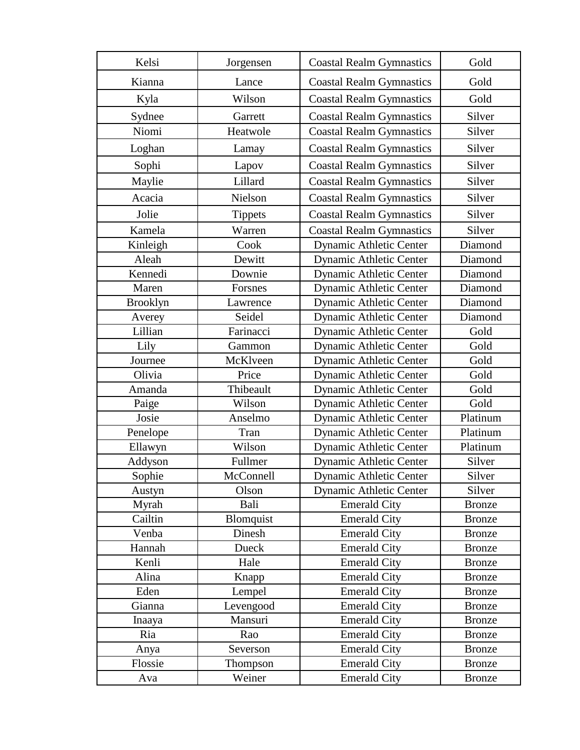| Kelsi | Jorgensen | Coastal Realm Gymnastics | Gold |
|---|---|---|---|
| Kianna | Lance | Coastal Realm Gymnastics | Gold |
| Kyla | Wilson | Coastal Realm Gymnastics | Gold |
| Sydnee | Garrett | Coastal Realm Gymnastics | Silver |
| Niomi | Heatwole | Coastal Realm Gymnastics | Silver |
| Loghan | Lamay | Coastal Realm Gymnastics | Silver |
| Sophi | Lapov | Coastal Realm Gymnastics | Silver |
| Maylie | Lillard | Coastal Realm Gymnastics | Silver |
| Acacia | Nielson | Coastal Realm Gymnastics | Silver |
| Jolie | Tippets | Coastal Realm Gymnastics | Silver |
| Kamela | Warren | Coastal Realm Gymnastics | Silver |
| Kinleigh | Cook | Dynamic Athletic Center | Diamond |
| Aleah | Dewitt | Dynamic Athletic Center | Diamond |
| Kennedi | Downie | Dynamic Athletic Center | Diamond |
| Maren | Forsnes | Dynamic Athletic Center | Diamond |
| Brooklyn | Lawrence | Dynamic Athletic Center | Diamond |
| Averey | Seidel | Dynamic Athletic Center | Diamond |
| Lillian | Farinacci | Dynamic Athletic Center | Gold |
| Lily | Gammon | Dynamic Athletic Center | Gold |
| Journee | McKlveen | Dynamic Athletic Center | Gold |
| Olivia | Price | Dynamic Athletic Center | Gold |
| Amanda | Thibeault | Dynamic Athletic Center | Gold |
| Paige | Wilson | Dynamic Athletic Center | Gold |
| Josie | Anselmo | Dynamic Athletic Center | Platinum |
| Penelope | Tran | Dynamic Athletic Center | Platinum |
| Ellawyn | Wilson | Dynamic Athletic Center | Platinum |
| Addyson | Fullmer | Dynamic Athletic Center | Silver |
| Sophie | McConnell | Dynamic Athletic Center | Silver |
| Austyn | Olson | Dynamic Athletic Center | Silver |
| Myrah | Bali | Emerald City | Bronze |
| Cailtin | Blomquist | Emerald City | Bronze |
| Venba | Dinesh | Emerald City | Bronze |
| Hannah | Dueck | Emerald City | Bronze |
| Kenli | Hale | Emerald City | Bronze |
| Alina | Knapp | Emerald City | Bronze |
| Eden | Lempel | Emerald City | Bronze |
| Gianna | Levengood | Emerald City | Bronze |
| Inaaya | Mansuri | Emerald City | Bronze |
| Ria | Rao | Emerald City | Bronze |
| Anya | Severson | Emerald City | Bronze |
| Flossie | Thompson | Emerald City | Bronze |
| Ava | Weiner | Emerald City | Bronze |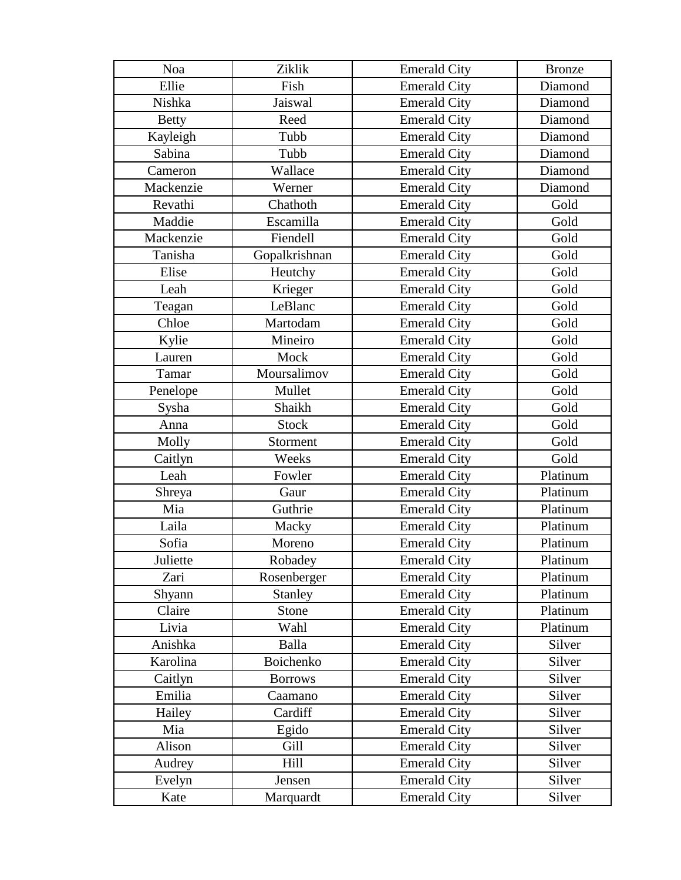| | | | |
|---|---|---|---|
| Noa | Ziklik | Emerald City | Bronze |
| Ellie | Fish | Emerald City | Diamond |
| Nishka | Jaiswal | Emerald City | Diamond |
| Betty | Reed | Emerald City | Diamond |
| Kayleigh | Tubb | Emerald City | Diamond |
| Sabina | Tubb | Emerald City | Diamond |
| Cameron | Wallace | Emerald City | Diamond |
| Mackenzie | Werner | Emerald City | Diamond |
| Revathi | Chathoth | Emerald City | Gold |
| Maddie | Escamilla | Emerald City | Gold |
| Mackenzie | Fiendell | Emerald City | Gold |
| Tanisha | Gopalkrishnan | Emerald City | Gold |
| Elise | Heutchy | Emerald City | Gold |
| Leah | Krieger | Emerald City | Gold |
| Teagan | LeBlanc | Emerald City | Gold |
| Chloe | Martodam | Emerald City | Gold |
| Kylie | Mineiro | Emerald City | Gold |
| Lauren | Mock | Emerald City | Gold |
| Tamar | Moursalimov | Emerald City | Gold |
| Penelope | Mullet | Emerald City | Gold |
| Sysha | Shaikh | Emerald City | Gold |
| Anna | Stock | Emerald City | Gold |
| Molly | Storment | Emerald City | Gold |
| Caitlyn | Weeks | Emerald City | Gold |
| Leah | Fowler | Emerald City | Platinum |
| Shreya | Gaur | Emerald City | Platinum |
| Mia | Guthrie | Emerald City | Platinum |
| Laila | Macky | Emerald City | Platinum |
| Sofia | Moreno | Emerald City | Platinum |
| Juliette | Robadey | Emerald City | Platinum |
| Zari | Rosenberger | Emerald City | Platinum |
| Shyann | Stanley | Emerald City | Platinum |
| Claire | Stone | Emerald City | Platinum |
| Livia | Wahl | Emerald City | Platinum |
| Anishka | Balla | Emerald City | Silver |
| Karolina | Boichenko | Emerald City | Silver |
| Caitlyn | Borrows | Emerald City | Silver |
| Emilia | Caamano | Emerald City | Silver |
| Hailey | Cardiff | Emerald City | Silver |
| Mia | Egido | Emerald City | Silver |
| Alison | Gill | Emerald City | Silver |
| Audrey | Hill | Emerald City | Silver |
| Evelyn | Jensen | Emerald City | Silver |
| Kate | Marquardt | Emerald City | Silver |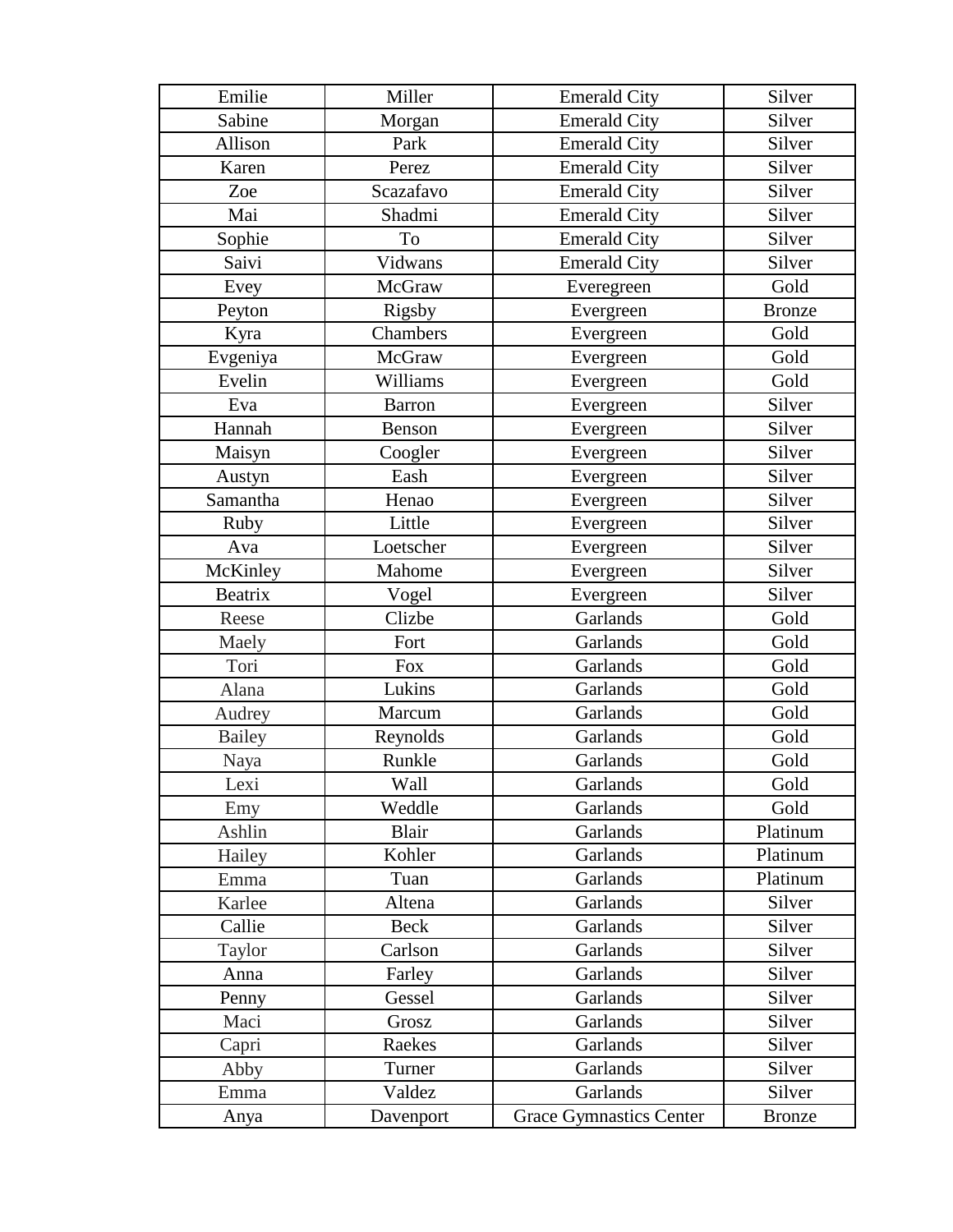| Emilie | Miller | Emerald City | Silver |
|---|---|---|---|
| Sabine | Morgan | Emerald City | Silver |
| Allison | Park | Emerald City | Silver |
| Karen | Perez | Emerald City | Silver |
| Zoe | Scazafavo | Emerald City | Silver |
| Mai | Shadmi | Emerald City | Silver |
| Sophie | To | Emerald City | Silver |
| Saivi | Vidwans | Emerald City | Silver |
| Evey | McGraw | Everegreen | Gold |
| Peyton | Rigsby | Evergreen | Bronze |
| Kyra | Chambers | Evergreen | Gold |
| Evgeniya | McGraw | Evergreen | Gold |
| Evelin | Williams | Evergreen | Gold |
| Eva | Barron | Evergreen | Silver |
| Hannah | Benson | Evergreen | Silver |
| Maisyn | Coogler | Evergreen | Silver |
| Austyn | Eash | Evergreen | Silver |
| Samantha | Henao | Evergreen | Silver |
| Ruby | Little | Evergreen | Silver |
| Ava | Loetscher | Evergreen | Silver |
| McKinley | Mahome | Evergreen | Silver |
| Beatrix | Vogel | Evergreen | Silver |
| Reese | Clizbe | Garlands | Gold |
| Maely | Fort | Garlands | Gold |
| Tori | Fox | Garlands | Gold |
| Alana | Lukins | Garlands | Gold |
| Audrey | Marcum | Garlands | Gold |
| Bailey | Reynolds | Garlands | Gold |
| Naya | Runkle | Garlands | Gold |
| Lexi | Wall | Garlands | Gold |
| Emy | Weddle | Garlands | Gold |
| Ashlin | Blair | Garlands | Platinum |
| Hailey | Kohler | Garlands | Platinum |
| Emma | Tuan | Garlands | Platinum |
| Karlee | Altena | Garlands | Silver |
| Callie | Beck | Garlands | Silver |
| Taylor | Carlson | Garlands | Silver |
| Anna | Farley | Garlands | Silver |
| Penny | Gessel | Garlands | Silver |
| Maci | Grosz | Garlands | Silver |
| Capri | Raekes | Garlands | Silver |
| Abby | Turner | Garlands | Silver |
| Emma | Valdez | Garlands | Silver |
| Anya | Davenport | Grace Gymnastics Center | Bronze |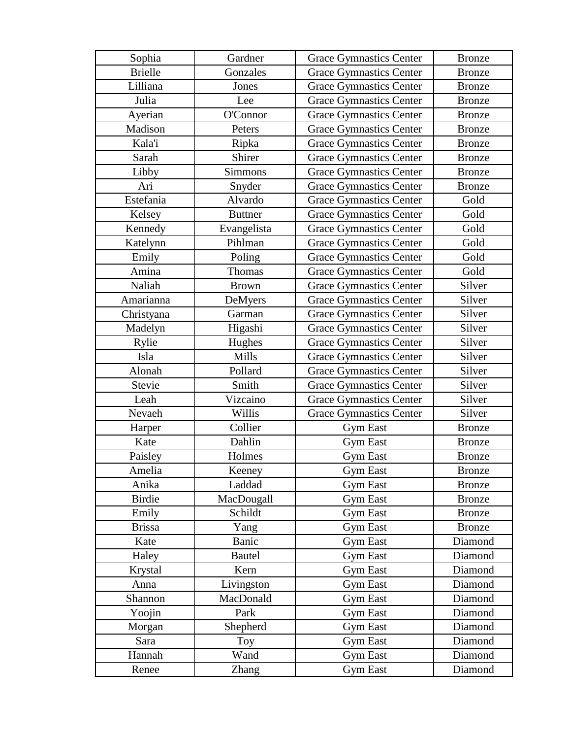| | | | |
|---|---|---|---|
| Sophia | Gardner | Grace Gymnastics Center | Bronze |
| Brielle | Gonzales | Grace Gymnastics Center | Bronze |
| Lilliana | Jones | Grace Gymnastics Center | Bronze |
| Julia | Lee | Grace Gymnastics Center | Bronze |
| Ayerian | O'Connor | Grace Gymnastics Center | Bronze |
| Madison | Peters | Grace Gymnastics Center | Bronze |
| Kala'i | Ripka | Grace Gymnastics Center | Bronze |
| Sarah | Shirer | Grace Gymnastics Center | Bronze |
| Libby | Simmons | Grace Gymnastics Center | Bronze |
| Ari | Snyder | Grace Gymnastics Center | Bronze |
| Estefania | Alvardo | Grace Gymnastics Center | Gold |
| Kelsey | Buttner | Grace Gymnastics Center | Gold |
| Kennedy | Evangelista | Grace Gymnastics Center | Gold |
| Katelynn | Pihlman | Grace Gymnastics Center | Gold |
| Emily | Poling | Grace Gymnastics Center | Gold |
| Amina | Thomas | Grace Gymnastics Center | Gold |
| Naliah | Brown | Grace Gymnastics Center | Silver |
| Amarianna | DeMyers | Grace Gymnastics Center | Silver |
| Christyana | Garman | Grace Gymnastics Center | Silver |
| Madelyn | Higashi | Grace Gymnastics Center | Silver |
| Rylie | Hughes | Grace Gymnastics Center | Silver |
| Isla | Mills | Grace Gymnastics Center | Silver |
| Alonah | Pollard | Grace Gymnastics Center | Silver |
| Stevie | Smith | Grace Gymnastics Center | Silver |
| Leah | Vizcaino | Grace Gymnastics Center | Silver |
| Nevaeh | Willis | Grace Gymnastics Center | Silver |
| Harper | Collier | Gym East | Bronze |
| Kate | Dahlin | Gym East | Bronze |
| Paisley | Holmes | Gym East | Bronze |
| Amelia | Keeney | Gym East | Bronze |
| Anika | Laddad | Gym East | Bronze |
| Birdie | MacDougall | Gym East | Bronze |
| Emily | Schildt | Gym East | Bronze |
| Brissa | Yang | Gym East | Bronze |
| Kate | Banic | Gym East | Diamond |
| Haley | Bautel | Gym East | Diamond |
| Krystal | Kern | Gym East | Diamond |
| Anna | Livingston | Gym East | Diamond |
| Shannon | MacDonald | Gym East | Diamond |
| Yoojin | Park | Gym East | Diamond |
| Morgan | Shepherd | Gym East | Diamond |
| Sara | Toy | Gym East | Diamond |
| Hannah | Wand | Gym East | Diamond |
| Renee | Zhang | Gym East | Diamond |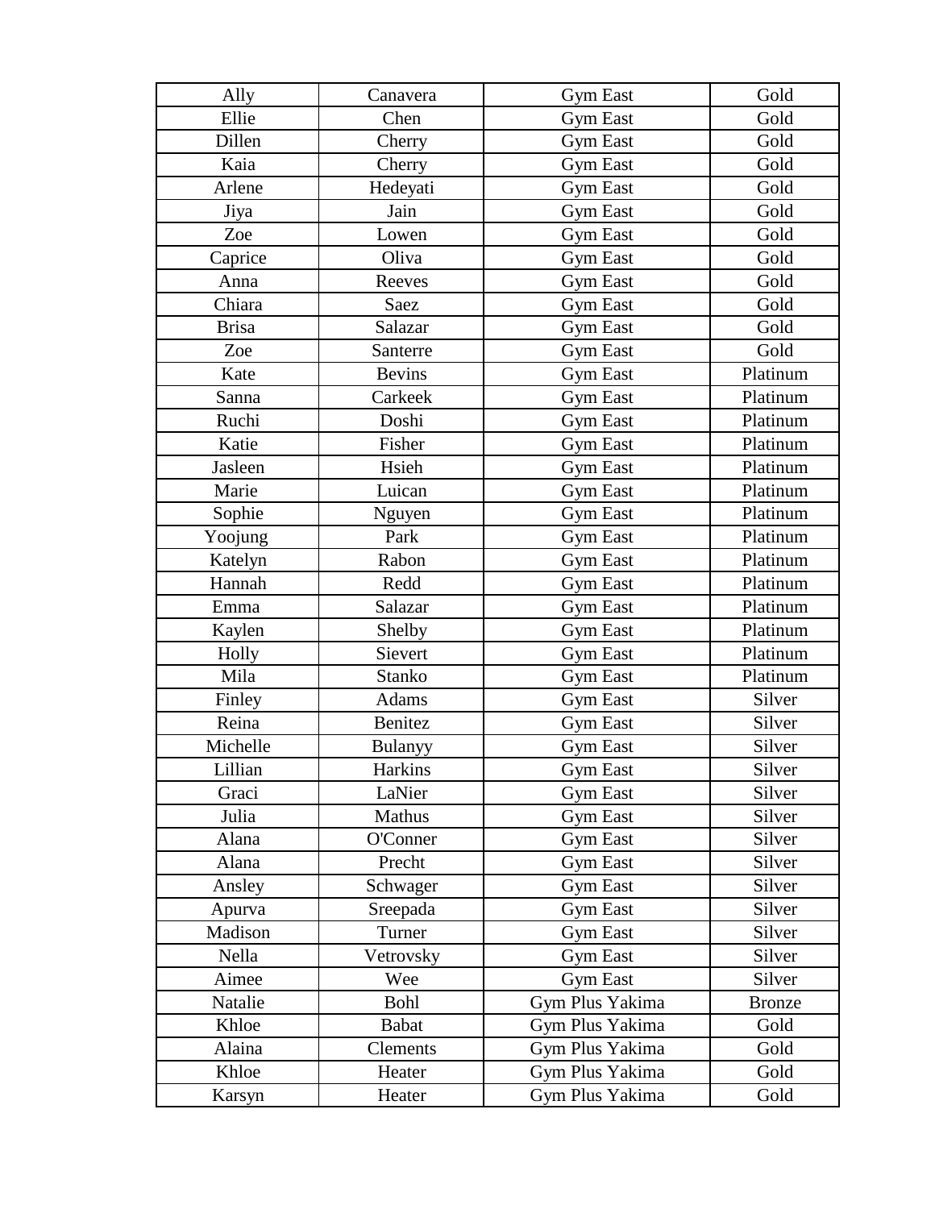| Ally | Canavera | Gym East | Gold |
|---|---|---|---|
| Ellie | Chen | Gym East | Gold |
| Dillen | Cherry | Gym East | Gold |
| Kaia | Cherry | Gym East | Gold |
| Arlene | Hedeyati | Gym East | Gold |
| Jiya | Jain | Gym East | Gold |
| Zoe | Lowen | Gym East | Gold |
| Caprice | Oliva | Gym East | Gold |
| Anna | Reeves | Gym East | Gold |
| Chiara | Saez | Gym East | Gold |
| Brisa | Salazar | Gym East | Gold |
| Zoe | Santerre | Gym East | Gold |
| Kate | Bevins | Gym East | Platinum |
| Sanna | Carkeek | Gym East | Platinum |
| Ruchi | Doshi | Gym East | Platinum |
| Katie | Fisher | Gym East | Platinum |
| Jasleen | Hsieh | Gym East | Platinum |
| Marie | Luican | Gym East | Platinum |
| Sophie | Nguyen | Gym East | Platinum |
| Yoojung | Park | Gym East | Platinum |
| Katelyn | Rabon | Gym East | Platinum |
| Hannah | Redd | Gym East | Platinum |
| Emma | Salazar | Gym East | Platinum |
| Kaylen | Shelby | Gym East | Platinum |
| Holly | Sievert | Gym East | Platinum |
| Mila | Stanko | Gym East | Platinum |
| Finley | Adams | Gym East | Silver |
| Reina | Benitez | Gym East | Silver |
| Michelle | Bulanyy | Gym East | Silver |
| Lillian | Harkins | Gym East | Silver |
| Graci | LaNier | Gym East | Silver |
| Julia | Mathus | Gym East | Silver |
| Alana | O'Conner | Gym East | Silver |
| Alana | Precht | Gym East | Silver |
| Ansley | Schwager | Gym East | Silver |
| Apurva | Sreepada | Gym East | Silver |
| Madison | Turner | Gym East | Silver |
| Nella | Vetrovsky | Gym East | Silver |
| Aimee | Wee | Gym East | Silver |
| Natalie | Bohl | Gym Plus Yakima | Bronze |
| Khloe | Babat | Gym Plus Yakima | Gold |
| Alaina | Clements | Gym Plus Yakima | Gold |
| Khloe | Heater | Gym Plus Yakima | Gold |
| Karsyn | Heater | Gym Plus Yakima | Gold |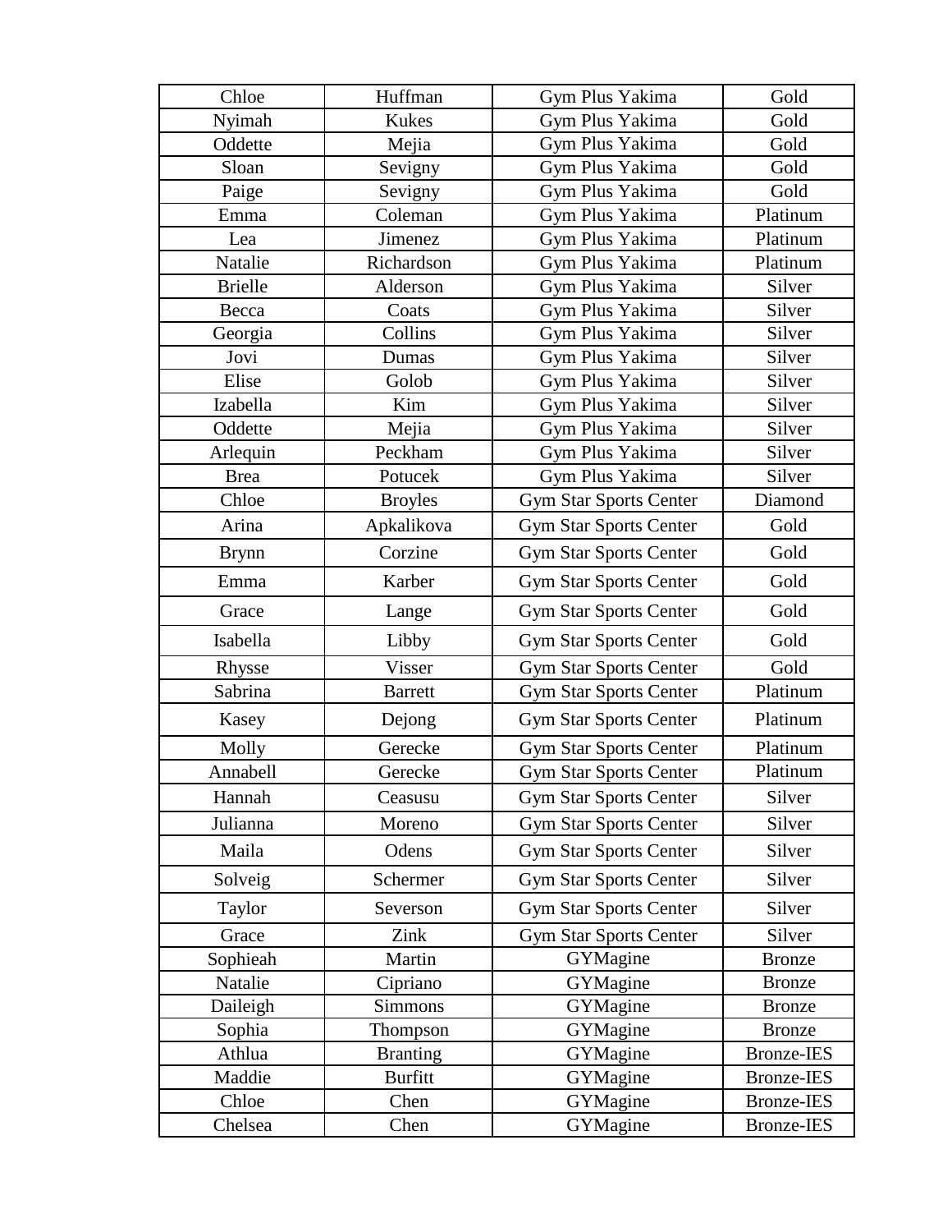| | | | |
|---|---|---|---|
| Chloe | Huffman | Gym Plus Yakima | Gold |
| Nyimah | Kukes | Gym Plus Yakima | Gold |
| Oddette | Mejia | Gym Plus Yakima | Gold |
| Sloan | Sevigny | Gym Plus Yakima | Gold |
| Paige | Sevigny | Gym Plus Yakima | Gold |
| Emma | Coleman | Gym Plus Yakima | Platinum |
| Lea | Jimenez | Gym Plus Yakima | Platinum |
| Natalie | Richardson | Gym Plus Yakima | Platinum |
| Brielle | Alderson | Gym Plus Yakima | Silver |
| Becca | Coats | Gym Plus Yakima | Silver |
| Georgia | Collins | Gym Plus Yakima | Silver |
| Jovi | Dumas | Gym Plus Yakima | Silver |
| Elise | Golob | Gym Plus Yakima | Silver |
| Izabella | Kim | Gym Plus Yakima | Silver |
| Oddette | Mejia | Gym Plus Yakima | Silver |
| Arlequin | Peckham | Gym Plus Yakima | Silver |
| Brea | Potucek | Gym Plus Yakima | Silver |
| Chloe | Broyles | Gym Star Sports Center | Diamond |
| Arina | Apkalikova | Gym Star Sports Center | Gold |
| Brynn | Corzine | Gym Star Sports Center | Gold |
| Emma | Karber | Gym Star Sports Center | Gold |
| Grace | Lange | Gym Star Sports Center | Gold |
| Isabella | Libby | Gym Star Sports Center | Gold |
| Rhysse | Visser | Gym Star Sports Center | Gold |
| Sabrina | Barrett | Gym Star Sports Center | Platinum |
| Kasey | Dejong | Gym Star Sports Center | Platinum |
| Molly | Gerecke | Gym Star Sports Center | Platinum |
| Annabell | Gerecke | Gym Star Sports Center | Platinum |
| Hannah | Ceasusu | Gym Star Sports Center | Silver |
| Julianna | Moreno | Gym Star Sports Center | Silver |
| Maila | Odens | Gym Star Sports Center | Silver |
| Solveig | Schermer | Gym Star Sports Center | Silver |
| Taylor | Severson | Gym Star Sports Center | Silver |
| Grace | Zink | Gym Star Sports Center | Silver |
| Sophieah | Martin | GYMagine | Bronze |
| Natalie | Cipriano | GYMagine | Bronze |
| Daileigh | Simmons | GYMagine | Bronze |
| Sophia | Thompson | GYMagine | Bronze |
| Athlua | Branting | GYMagine | Bronze-IES |
| Maddie | Burfitt | GYMagine | Bronze-IES |
| Chloe | Chen | GYMagine | Bronze-IES |
| Chelsea | Chen | GYMagine | Bronze-IES |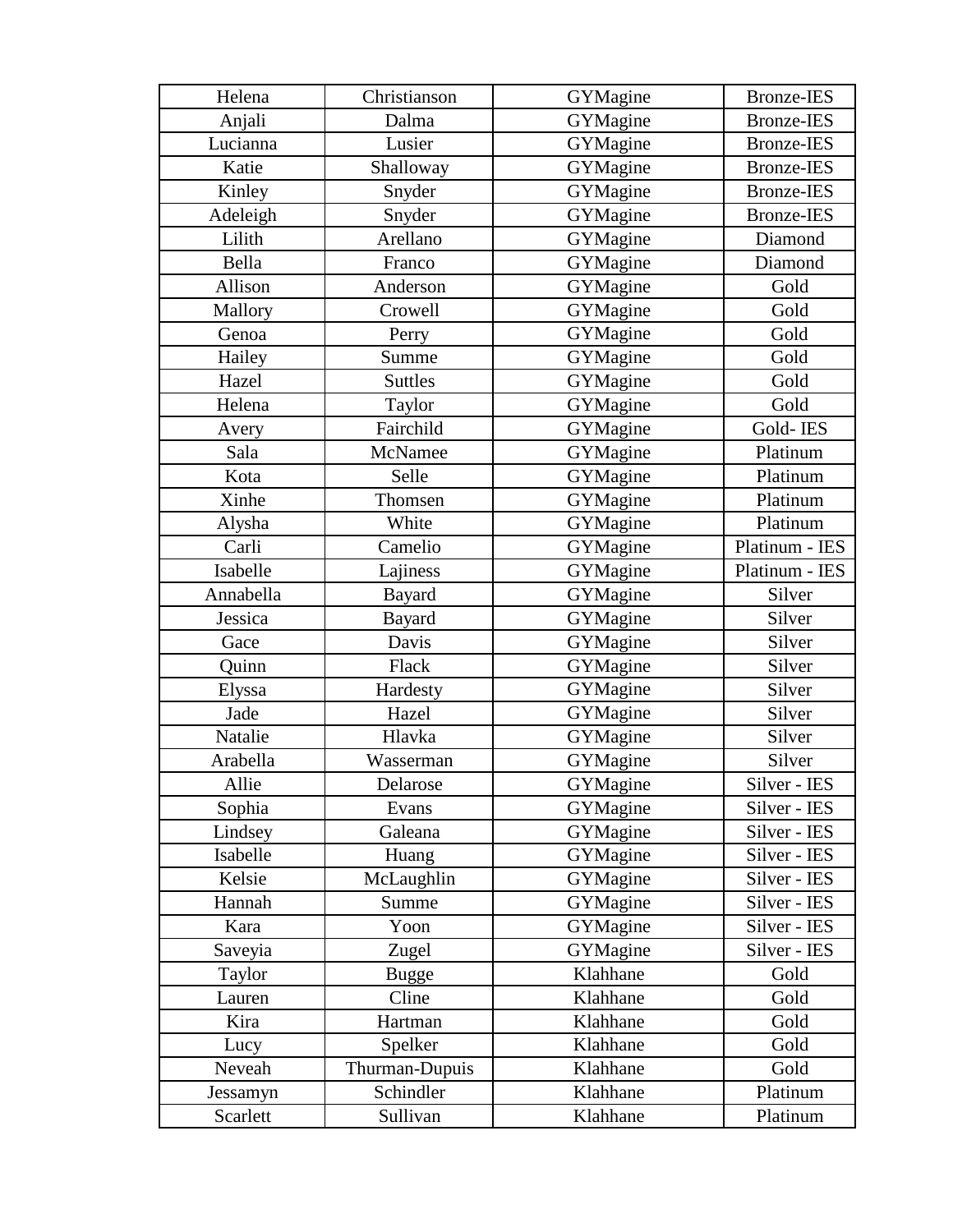| Helena | Christianson | GYMagine | Bronze-IES |
|---|---|---|---|
| Anjali | Dalma | GYMagine | Bronze-IES |
| Lucianna | Lusier | GYMagine | Bronze-IES |
| Katie | Shalloway | GYMagine | Bronze-IES |
| Kinley | Snyder | GYMagine | Bronze-IES |
| Adeleigh | Snyder | GYMagine | Bronze-IES |
| Lilith | Arellano | GYMagine | Diamond |
| Bella | Franco | GYMagine | Diamond |
| Allison | Anderson | GYMagine | Gold |
| Mallory | Crowell | GYMagine | Gold |
| Genoa | Perry | GYMagine | Gold |
| Hailey | Summe | GYMagine | Gold |
| Hazel | Suttles | GYMagine | Gold |
| Helena | Taylor | GYMagine | Gold |
| Avery | Fairchild | GYMagine | Gold- IES |
| Sala | McNamee | GYMagine | Platinum |
| Kota | Selle | GYMagine | Platinum |
| Xinhe | Thomsen | GYMagine | Platinum |
| Alysha | White | GYMagine | Platinum |
| Carli | Camelio | GYMagine | Platinum - IES |
| Isabelle | Lajiness | GYMagine | Platinum - IES |
| Annabella | Bayard | GYMagine | Silver |
| Jessica | Bayard | GYMagine | Silver |
| Gace | Davis | GYMagine | Silver |
| Quinn | Flack | GYMagine | Silver |
| Elyssa | Hardesty | GYMagine | Silver |
| Jade | Hazel | GYMagine | Silver |
| Natalie | Hlavka | GYMagine | Silver |
| Arabella | Wasserman | GYMagine | Silver |
| Allie | Delarose | GYMagine | Silver - IES |
| Sophia | Evans | GYMagine | Silver - IES |
| Lindsey | Galeana | GYMagine | Silver - IES |
| Isabelle | Huang | GYMagine | Silver - IES |
| Kelsie | McLaughlin | GYMagine | Silver - IES |
| Hannah | Summe | GYMagine | Silver - IES |
| Kara | Yoon | GYMagine | Silver - IES |
| Saveyia | Zugel | GYMagine | Silver - IES |
| Taylor | Bugge | Klahhane | Gold |
| Lauren | Cline | Klahhane | Gold |
| Kira | Hartman | Klahhane | Gold |
| Lucy | Spelker | Klahhane | Gold |
| Neveah | Thurman-Dupuis | Klahhane | Gold |
| Jessamyn | Schindler | Klahhane | Platinum |
| Scarlett | Sullivan | Klahhane | Platinum |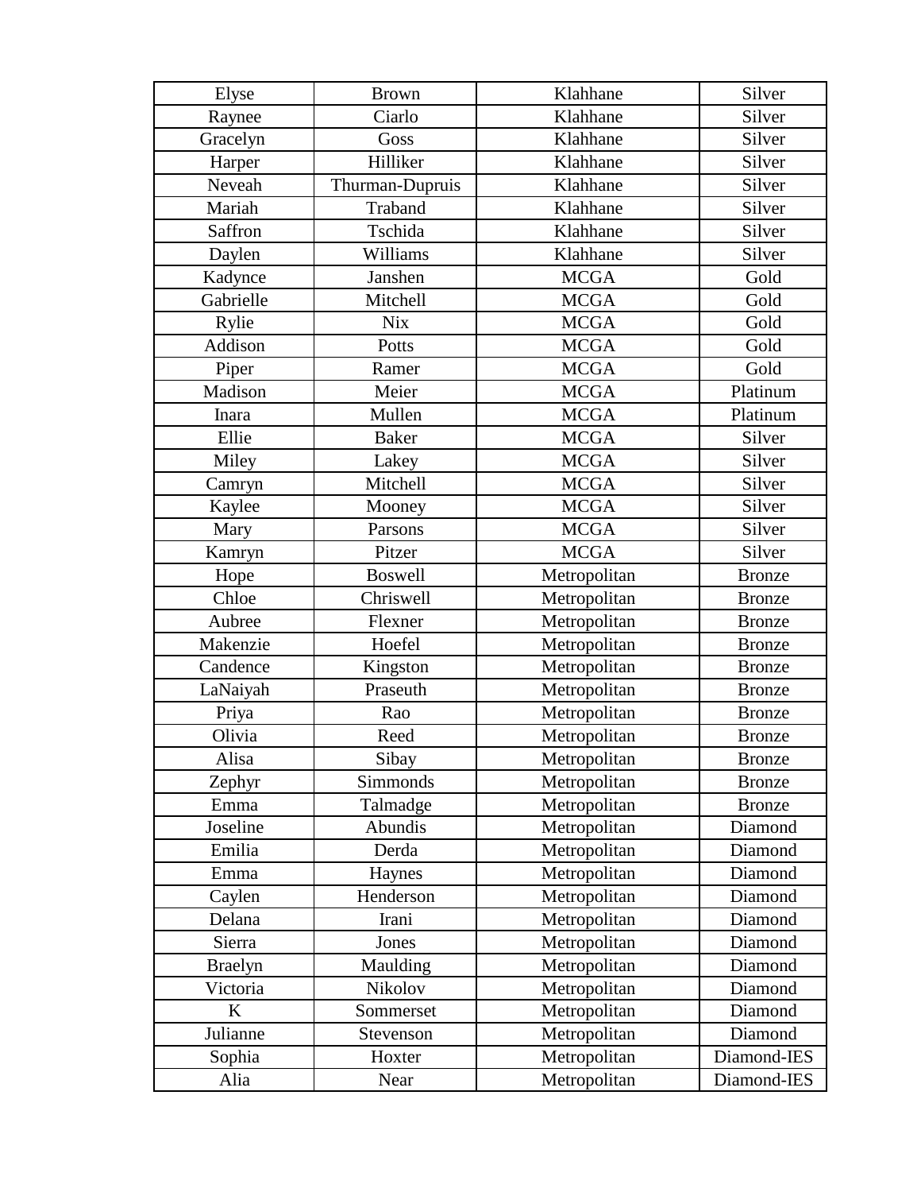| Elyse | Brown | Klahhane | Silver |
|---|---|---|---|
| Raynee | Ciarlo | Klahhane | Silver |
| Gracelyn | Goss | Klahhane | Silver |
| Harper | Hilliker | Klahhane | Silver |
| Neveah | Thurman-Dupruis | Klahhane | Silver |
| Mariah | Traband | Klahhane | Silver |
| Saffron | Tschida | Klahhane | Silver |
| Daylen | Williams | Klahhane | Silver |
| Kadynce | Janshen | MCGA | Gold |
| Gabrielle | Mitchell | MCGA | Gold |
| Rylie | Nix | MCGA | Gold |
| Addison | Potts | MCGA | Gold |
| Piper | Ramer | MCGA | Gold |
| Madison | Meier | MCGA | Platinum |
| Inara | Mullen | MCGA | Platinum |
| Ellie | Baker | MCGA | Silver |
| Miley | Lakey | MCGA | Silver |
| Camryn | Mitchell | MCGA | Silver |
| Kaylee | Mooney | MCGA | Silver |
| Mary | Parsons | MCGA | Silver |
| Kamryn | Pitzer | MCGA | Silver |
| Hope | Boswell | Metropolitan | Bronze |
| Chloe | Chriswell | Metropolitan | Bronze |
| Aubree | Flexner | Metropolitan | Bronze |
| Makenzie | Hoefel | Metropolitan | Bronze |
| Candence | Kingston | Metropolitan | Bronze |
| LaNaiyah | Praseuth | Metropolitan | Bronze |
| Priya | Rao | Metropolitan | Bronze |
| Olivia | Reed | Metropolitan | Bronze |
| Alisa | Sibay | Metropolitan | Bronze |
| Zephyr | Simmonds | Metropolitan | Bronze |
| Emma | Talmadge | Metropolitan | Bronze |
| Joseline | Abundis | Metropolitan | Diamond |
| Emilia | Derda | Metropolitan | Diamond |
| Emma | Haynes | Metropolitan | Diamond |
| Caylen | Henderson | Metropolitan | Diamond |
| Delana | Irani | Metropolitan | Diamond |
| Sierra | Jones | Metropolitan | Diamond |
| Braelyn | Maulding | Metropolitan | Diamond |
| Victoria | Nikolov | Metropolitan | Diamond |
| K | Sommerset | Metropolitan | Diamond |
| Julianne | Stevenson | Metropolitan | Diamond |
| Sophia | Hoxter | Metropolitan | Diamond-IES |
| Alia | Near | Metropolitan | Diamond-IES |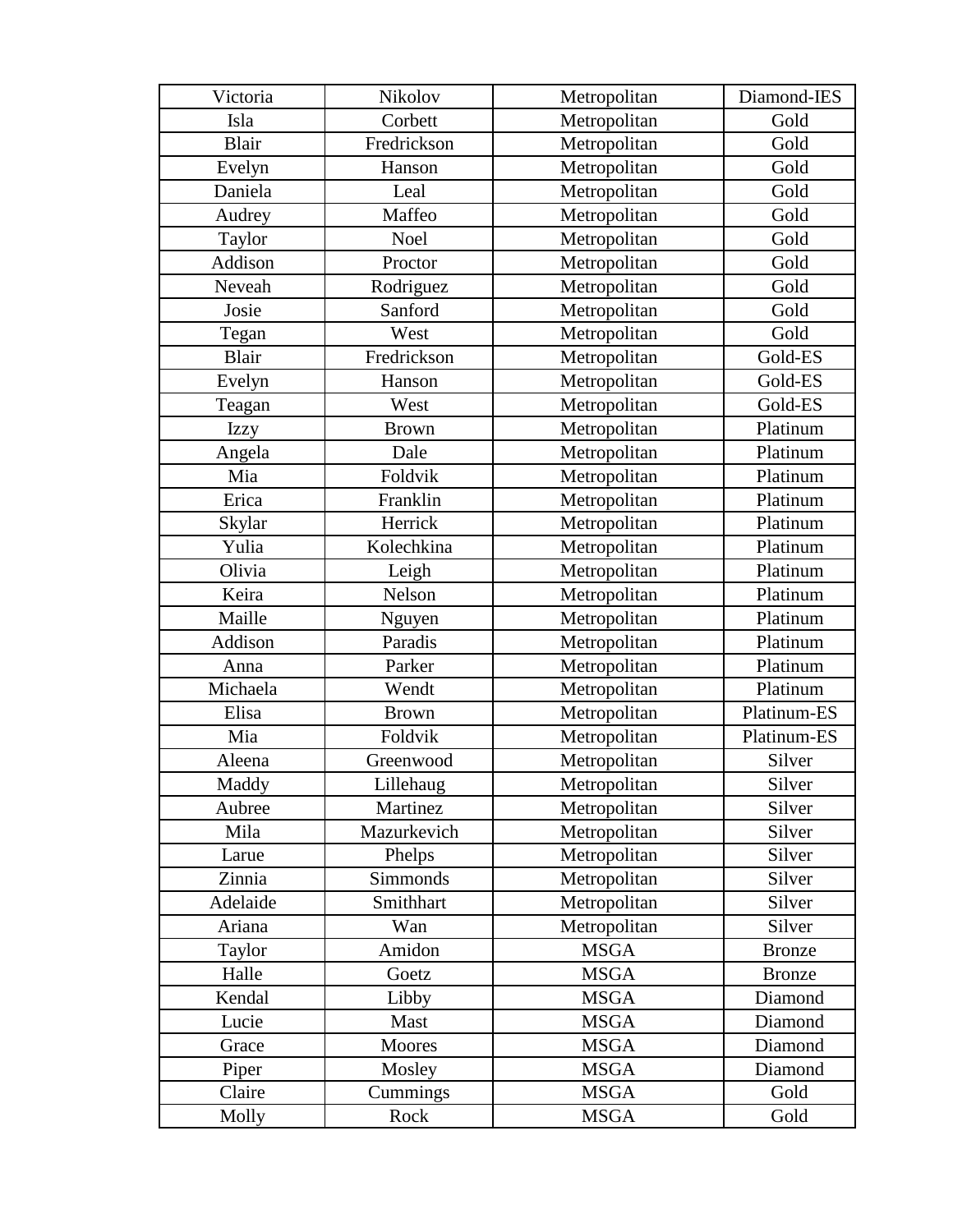| | | | |
|---|---|---|---|
| Victoria | Nikolov | Metropolitan | Diamond-IES |
| Isla | Corbett | Metropolitan | Gold |
| Blair | Fredrickson | Metropolitan | Gold |
| Evelyn | Hanson | Metropolitan | Gold |
| Daniela | Leal | Metropolitan | Gold |
| Audrey | Maffeo | Metropolitan | Gold |
| Taylor | Noel | Metropolitan | Gold |
| Addison | Proctor | Metropolitan | Gold |
| Neveah | Rodriguez | Metropolitan | Gold |
| Josie | Sanford | Metropolitan | Gold |
| Tegan | West | Metropolitan | Gold |
| Blair | Fredrickson | Metropolitan | Gold-ES |
| Evelyn | Hanson | Metropolitan | Gold-ES |
| Teagan | West | Metropolitan | Gold-ES |
| Izzy | Brown | Metropolitan | Platinum |
| Angela | Dale | Metropolitan | Platinum |
| Mia | Foldvik | Metropolitan | Platinum |
| Erica | Franklin | Metropolitan | Platinum |
| Skylar | Herrick | Metropolitan | Platinum |
| Yulia | Kolechkina | Metropolitan | Platinum |
| Olivia | Leigh | Metropolitan | Platinum |
| Keira | Nelson | Metropolitan | Platinum |
| Maille | Nguyen | Metropolitan | Platinum |
| Addison | Paradis | Metropolitan | Platinum |
| Anna | Parker | Metropolitan | Platinum |
| Michaela | Wendt | Metropolitan | Platinum |
| Elisa | Brown | Metropolitan | Platinum-ES |
| Mia | Foldvik | Metropolitan | Platinum-ES |
| Aleena | Greenwood | Metropolitan | Silver |
| Maddy | Lillehaug | Metropolitan | Silver |
| Aubree | Martinez | Metropolitan | Silver |
| Mila | Mazurkevich | Metropolitan | Silver |
| Larue | Phelps | Metropolitan | Silver |
| Zinnia | Simmonds | Metropolitan | Silver |
| Adelaide | Smithhart | Metropolitan | Silver |
| Ariana | Wan | Metropolitan | Silver |
| Taylor | Amidon | MSGA | Bronze |
| Halle | Goetz | MSGA | Bronze |
| Kendal | Libby | MSGA | Diamond |
| Lucie | Mast | MSGA | Diamond |
| Grace | Moores | MSGA | Diamond |
| Piper | Mosley | MSGA | Diamond |
| Claire | Cummings | MSGA | Gold |
| Molly | Rock | MSGA | Gold |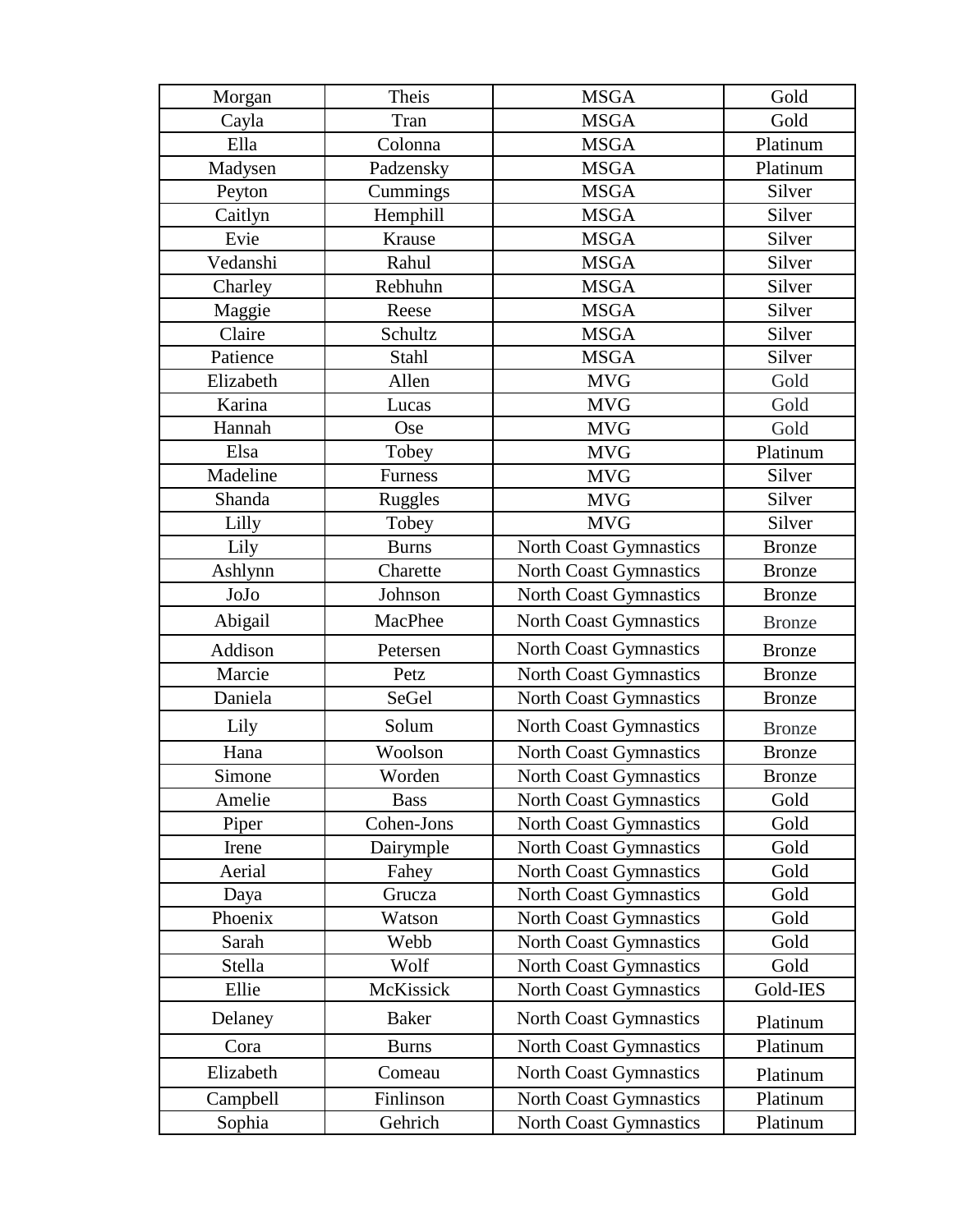| Morgan | Theis | MSGA | Gold |
|---|---|---|---|
| Cayla | Tran | MSGA | Gold |
| Ella | Colonna | MSGA | Platinum |
| Madysen | Padzensky | MSGA | Platinum |
| Peyton | Cummings | MSGA | Silver |
| Caitlyn | Hemphill | MSGA | Silver |
| Evie | Krause | MSGA | Silver |
| Vedanshi | Rahul | MSGA | Silver |
| Charley | Rebhuhn | MSGA | Silver |
| Maggie | Reese | MSGA | Silver |
| Claire | Schultz | MSGA | Silver |
| Patience | Stahl | MSGA | Silver |
| Elizabeth | Allen | MVG | Gold |
| Karina | Lucas | MVG | Gold |
| Hannah | Ose | MVG | Gold |
| Elsa | Tobey | MVG | Platinum |
| Madeline | Furness | MVG | Silver |
| Shanda | Ruggles | MVG | Silver |
| Lilly | Tobey | MVG | Silver |
| Lily | Burns | North Coast Gymnastics | Bronze |
| Ashlynn | Charette | North Coast Gymnastics | Bronze |
| JoJo | Johnson | North Coast Gymnastics | Bronze |
| Abigail | MacPhee | North Coast Gymnastics | Bronze |
| Addison | Petersen | North Coast Gymnastics | Bronze |
| Marcie | Petz | North Coast Gymnastics | Bronze |
| Daniela | SeGel | North Coast Gymnastics | Bronze |
| Lily | Solum | North Coast Gymnastics | Bronze |
| Hana | Woolson | North Coast Gymnastics | Bronze |
| Simone | Worden | North Coast Gymnastics | Bronze |
| Amelie | Bass | North Coast Gymnastics | Gold |
| Piper | Cohen-Jons | North Coast Gymnastics | Gold |
| Irene | Dairymple | North Coast Gymnastics | Gold |
| Aerial | Fahey | North Coast Gymnastics | Gold |
| Daya | Grucza | North Coast Gymnastics | Gold |
| Phoenix | Watson | North Coast Gymnastics | Gold |
| Sarah | Webb | North Coast Gymnastics | Gold |
| Stella | Wolf | North Coast Gymnastics | Gold |
| Ellie | McKissick | North Coast Gymnastics | Gold-IES |
| Delaney | Baker | North Coast Gymnastics | Platinum |
| Cora | Burns | North Coast Gymnastics | Platinum |
| Elizabeth | Comeau | North Coast Gymnastics | Platinum |
| Campbell | Finlinson | North Coast Gymnastics | Platinum |
| Sophia | Gehrich | North Coast Gymnastics | Platinum |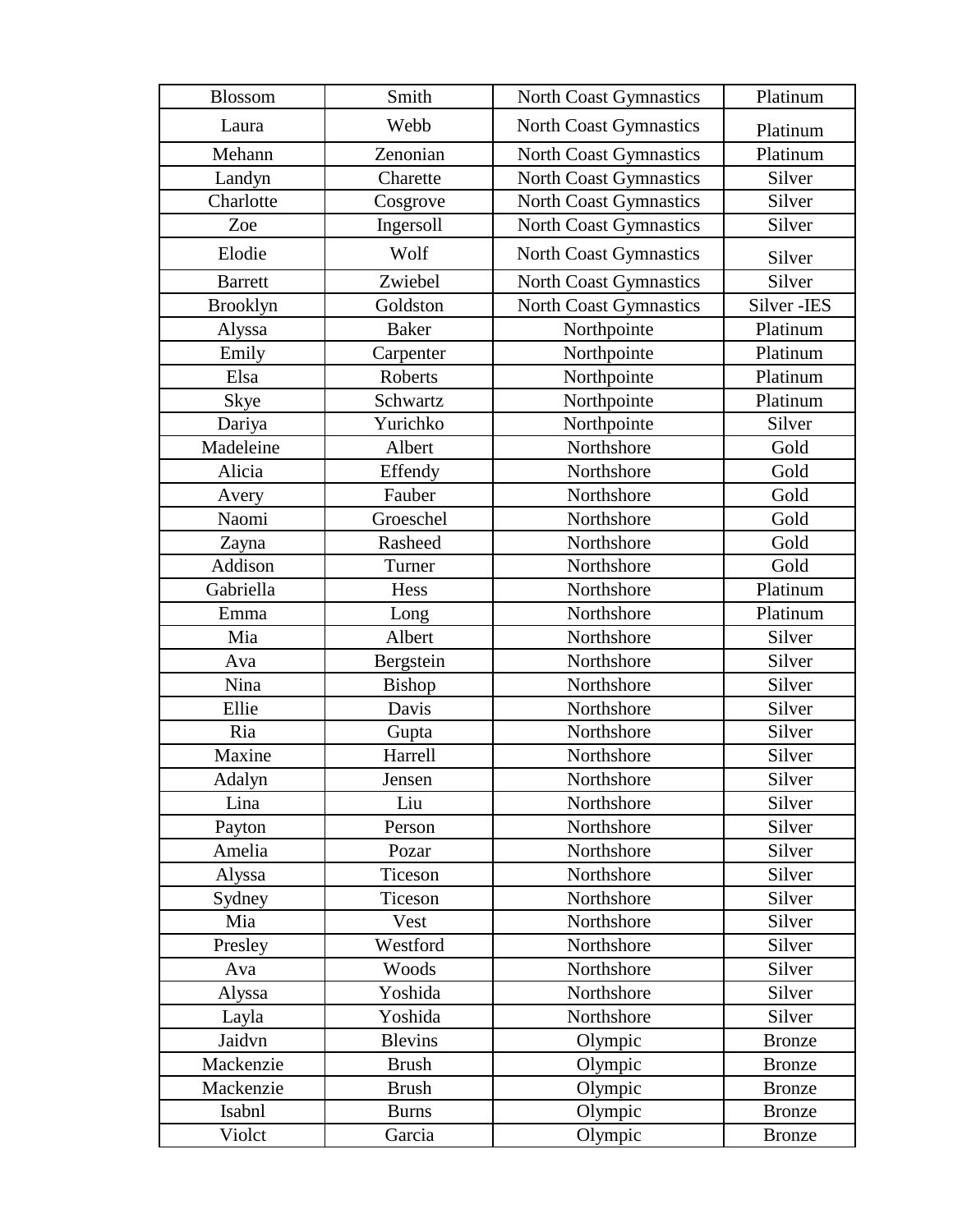| Blossom | Smith | North Coast Gymnastics | Platinum |
|---|---|---|---|
| Laura | Webb | North Coast Gymnastics | Platinum |
| Mehann | Zenonian | North Coast Gymnastics | Platinum |
| Landyn | Charette | North Coast Gymnastics | Silver |
| Charlotte | Cosgrove | North Coast Gymnastics | Silver |
| Zoe | Ingersoll | North Coast Gymnastics | Silver |
| Elodie | Wolf | North Coast Gymnastics | Silver |
| Barrett | Zwiebel | North Coast Gymnastics | Silver |
| Brooklyn | Goldston | North Coast Gymnastics | Silver -IES |
| Alyssa | Baker | Northpointe | Platinum |
| Emily | Carpenter | Northpointe | Platinum |
| Elsa | Roberts | Northpointe | Platinum |
| Skye | Schwartz | Northpointe | Platinum |
| Dariya | Yurichko | Northpointe | Silver |
| Madeleine | Albert | Northshore | Gold |
| Alicia | Effendy | Northshore | Gold |
| Avery | Fauber | Northshore | Gold |
| Naomi | Groeschel | Northshore | Gold |
| Zayna | Rasheed | Northshore | Gold |
| Addison | Turner | Northshore | Gold |
| Gabriella | Hess | Northshore | Platinum |
| Emma | Long | Northshore | Platinum |
| Mia | Albert | Northshore | Silver |
| Ava | Bergstein | Northshore | Silver |
| Nina | Bishop | Northshore | Silver |
| Ellie | Davis | Northshore | Silver |
| Ria | Gupta | Northshore | Silver |
| Maxine | Harrell | Northshore | Silver |
| Adalyn | Jensen | Northshore | Silver |
| Lina | Liu | Northshore | Silver |
| Payton | Person | Northshore | Silver |
| Amelia | Pozar | Northshore | Silver |
| Alyssa | Ticeson | Northshore | Silver |
| Sydney | Ticeson | Northshore | Silver |
| Mia | Vest | Northshore | Silver |
| Presley | Westford | Northshore | Silver |
| Ava | Woods | Northshore | Silver |
| Alyssa | Yoshida | Northshore | Silver |
| Layla | Yoshida | Northshore | Silver |
| Jaidvn | Blevins | Olympic | Bronze |
| Mackenzie | Brush | Olympic | Bronze |
| Mackenzie | Brush | Olympic | Bronze |
| Isabnl | Burns | Olympic | Bronze |
| Violct | Garcia | Olympic | Bronze |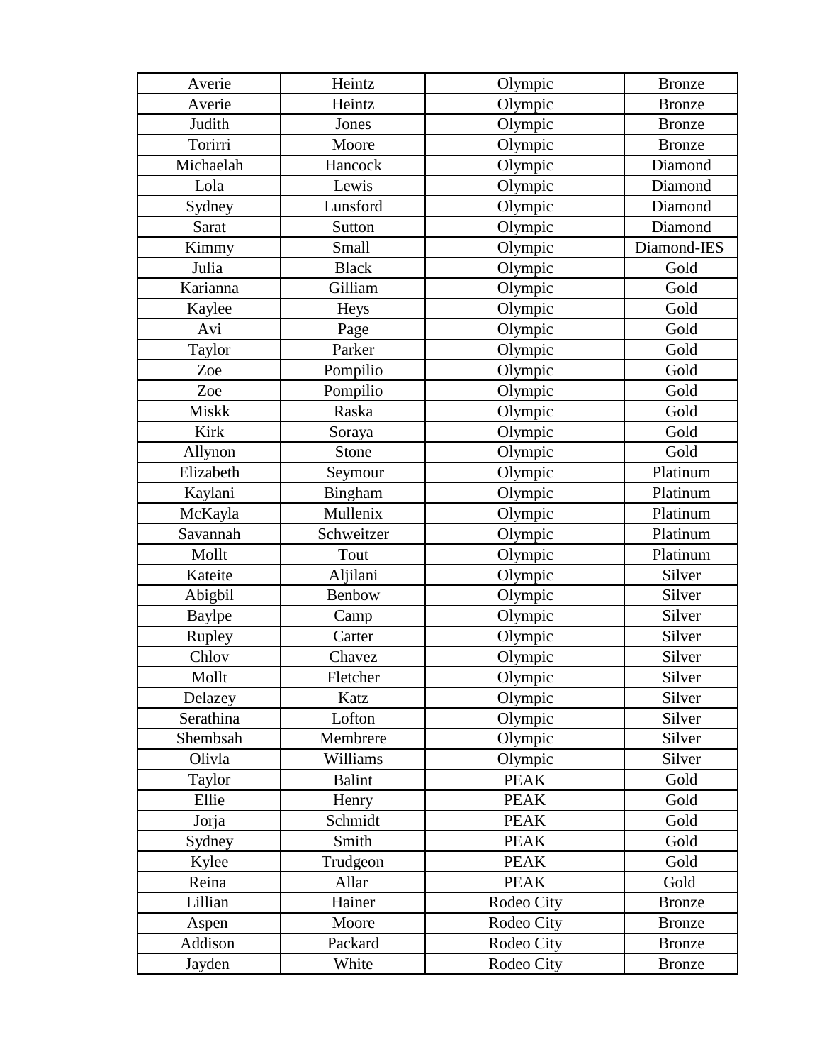| Averie | Heintz | Olympic | Bronze |
|---|---|---|---|
| Averie | Heintz | Olympic | Bronze |
| Judith | Jones | Olympic | Bronze |
| Torirri | Moore | Olympic | Bronze |
| Michaelah | Hancock | Olympic | Diamond |
| Lola | Lewis | Olympic | Diamond |
| Sydney | Lunsford | Olympic | Diamond |
| Sarat | Sutton | Olympic | Diamond |
| Kimmy | Small | Olympic | Diamond-IES |
| Julia | Black | Olympic | Gold |
| Karianna | Gilliam | Olympic | Gold |
| Kaylee | Heys | Olympic | Gold |
| Avi | Page | Olympic | Gold |
| Taylor | Parker | Olympic | Gold |
| Zoe | Pompilio | Olympic | Gold |
| Zoe | Pompilio | Olympic | Gold |
| Miskk | Raska | Olympic | Gold |
| Kirk | Soraya | Olympic | Gold |
| Allynon | Stone | Olympic | Gold |
| Elizabeth | Seymour | Olympic | Platinum |
| Kaylani | Bingham | Olympic | Platinum |
| McKayla | Mullenix | Olympic | Platinum |
| Savannah | Schweitzer | Olympic | Platinum |
| Mollt | Tout | Olympic | Platinum |
| Kateite | Aljilani | Olympic | Silver |
| Abigbil | Benbow | Olympic | Silver |
| Baylpe | Camp | Olympic | Silver |
| Rupley | Carter | Olympic | Silver |
| Chlov | Chavez | Olympic | Silver |
| Mollt | Fletcher | Olympic | Silver |
| Delazey | Katz | Olympic | Silver |
| Serathina | Lofton | Olympic | Silver |
| Shembsah | Membrere | Olympic | Silver |
| Olivla | Williams | Olympic | Silver |
| Taylor | Balint | PEAK | Gold |
| Ellie | Henry | PEAK | Gold |
| Jorja | Schmidt | PEAK | Gold |
| Sydney | Smith | PEAK | Gold |
| Kylee | Trudgeon | PEAK | Gold |
| Reina | Allar | PEAK | Gold |
| Lillian | Hainer | Rodeo City | Bronze |
| Aspen | Moore | Rodeo City | Bronze |
| Addison | Packard | Rodeo City | Bronze |
| Jayden | White | Rodeo City | Bronze |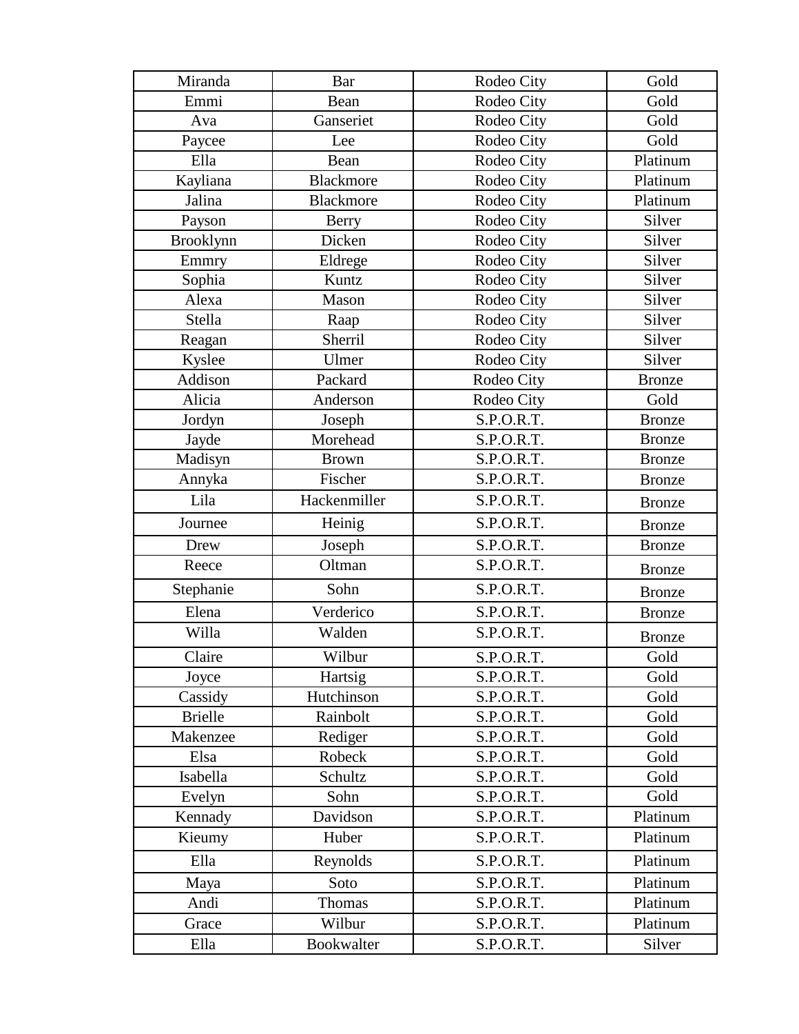| Miranda | Bar | Rodeo City | Gold |
|---|---|---|---|
| Emmi | Bean | Rodeo City | Gold |
| Ava | Ganseriet | Rodeo City | Gold |
| Paycee | Lee | Rodeo City | Gold |
| Ella | Bean | Rodeo City | Platinum |
| Kayliana | Blackmore | Rodeo City | Platinum |
| Jalina | Blackmore | Rodeo City | Platinum |
| Payson | Berry | Rodeo City | Silver |
| Brooklynn | Dicken | Rodeo City | Silver |
| Emmry | Eldrege | Rodeo City | Silver |
| Sophia | Kuntz | Rodeo City | Silver |
| Alexa | Mason | Rodeo City | Silver |
| Stella | Raap | Rodeo City | Silver |
| Reagan | Sherril | Rodeo City | Silver |
| Kyslee | Ulmer | Rodeo City | Silver |
| Addison | Packard | Rodeo City | Bronze |
| Alicia | Anderson | Rodeo City | Gold |
| Jordyn | Joseph | S.P.O.R.T. | Bronze |
| Jayde | Morehead | S.P.O.R.T. | Bronze |
| Madisyn | Brown | S.P.O.R.T. | Bronze |
| Annyka | Fischer | S.P.O.R.T. | Bronze |
| Lila | Hackenmiller | S.P.O.R.T. | Bronze |
| Journee | Heinig | S.P.O.R.T. | Bronze |
| Drew | Joseph | S.P.O.R.T. | Bronze |
| Reece | Oltman | S.P.O.R.T. | Bronze |
| Stephanie | Sohn | S.P.O.R.T. | Bronze |
| Elena | Verderico | S.P.O.R.T. | Bronze |
| Willa | Walden | S.P.O.R.T. | Bronze |
| Claire | Wilbur | S.P.O.R.T. | Gold |
| Joyce | Hartsig | S.P.O.R.T. | Gold |
| Cassidy | Hutchinson | S.P.O.R.T. | Gold |
| Brielle | Rainbolt | S.P.O.R.T. | Gold |
| Makenzee | Rediger | S.P.O.R.T. | Gold |
| Elsa | Robeck | S.P.O.R.T. | Gold |
| Isabella | Schultz | S.P.O.R.T. | Gold |
| Evelyn | Sohn | S.P.O.R.T. | Gold |
| Kennady | Davidson | S.P.O.R.T. | Platinum |
| Kieumy | Huber | S.P.O.R.T. | Platinum |
| Ella | Reynolds | S.P.O.R.T. | Platinum |
| Maya | Soto | S.P.O.R.T. | Platinum |
| Andi | Thomas | S.P.O.R.T. | Platinum |
| Grace | Wilbur | S.P.O.R.T. | Platinum |
| Ella | Bookwalter | S.P.O.R.T. | Silver |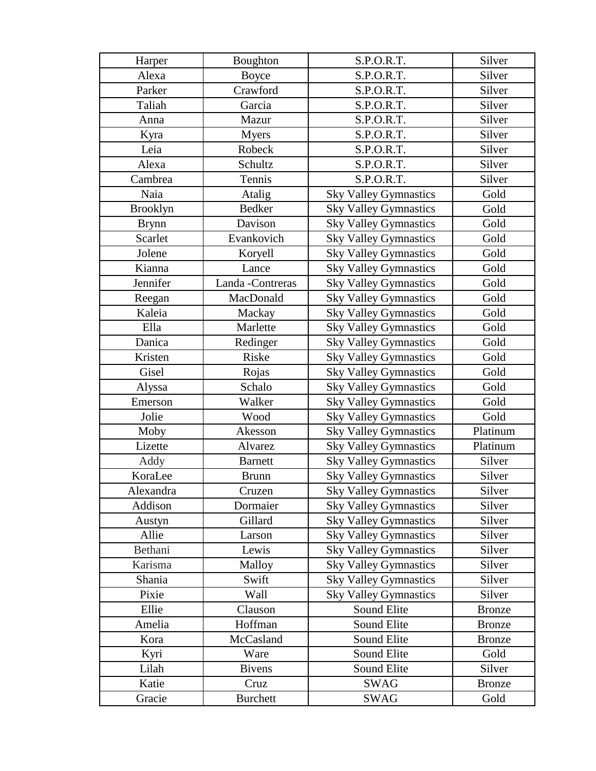| | | | |
|---|---|---|---|
| Harper | Boughton | S.P.O.R.T. | Silver |
| Alexa | Boyce | S.P.O.R.T. | Silver |
| Parker | Crawford | S.P.O.R.T. | Silver |
| Taliah | Garcia | S.P.O.R.T. | Silver |
| Anna | Mazur | S.P.O.R.T. | Silver |
| Kyra | Myers | S.P.O.R.T. | Silver |
| Leia | Robeck | S.P.O.R.T. | Silver |
| Alexa | Schultz | S.P.O.R.T. | Silver |
| Cambrea | Tennis | S.P.O.R.T. | Silver |
| Naia | Atalig | Sky Valley Gymnastics | Gold |
| Brooklyn | Bedker | Sky Valley Gymnastics | Gold |
| Brynn | Davison | Sky Valley Gymnastics | Gold |
| Scarlet | Evankovich | Sky Valley Gymnastics | Gold |
| Jolene | Koryell | Sky Valley Gymnastics | Gold |
| Kianna | Lance | Sky Valley Gymnastics | Gold |
| Jennifer | Landa -Contreras | Sky Valley Gymnastics | Gold |
| Reegan | MacDonald | Sky Valley Gymnastics | Gold |
| Kaleia | Mackay | Sky Valley Gymnastics | Gold |
| Ella | Marlette | Sky Valley Gymnastics | Gold |
| Danica | Redinger | Sky Valley Gymnastics | Gold |
| Kristen | Riske | Sky Valley Gymnastics | Gold |
| Gisel | Rojas | Sky Valley Gymnastics | Gold |
| Alyssa | Schalo | Sky Valley Gymnastics | Gold |
| Emerson | Walker | Sky Valley Gymnastics | Gold |
| Jolie | Wood | Sky Valley Gymnastics | Gold |
| Moby | Akesson | Sky Valley Gymnastics | Platinum |
| Lizette | Alvarez | Sky Valley Gymnastics | Platinum |
| Addy | Barnett | Sky Valley Gymnastics | Silver |
| KoraLee | Brunn | Sky Valley Gymnastics | Silver |
| Alexandra | Cruzen | Sky Valley Gymnastics | Silver |
| Addison | Dormaier | Sky Valley Gymnastics | Silver |
| Austyn | Gillard | Sky Valley Gymnastics | Silver |
| Allie | Larson | Sky Valley Gymnastics | Silver |
| Bethani | Lewis | Sky Valley Gymnastics | Silver |
| Karisma | Malloy | Sky Valley Gymnastics | Silver |
| Shania | Swift | Sky Valley Gymnastics | Silver |
| Pixie | Wall | Sky Valley Gymnastics | Silver |
| Ellie | Clauson | Sound Elite | Bronze |
| Amelia | Hoffman | Sound Elite | Bronze |
| Kora | McCasland | Sound Elite | Bronze |
| Kyri | Ware | Sound Elite | Gold |
| Lilah | Bivens | Sound Elite | Silver |
| Katie | Cruz | SWAG | Bronze |
| Gracie | Burchett | SWAG | Gold |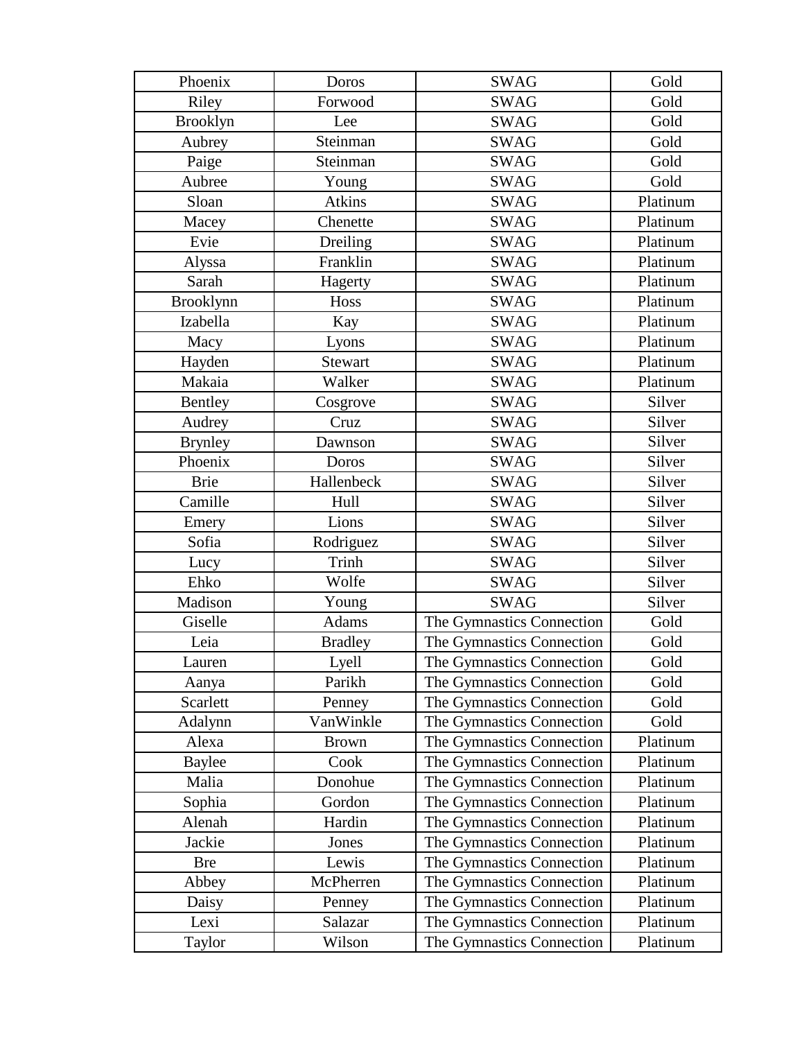| Phoenix | Doros | SWAG | Gold |
|---|---|---|---|
| Riley | Forwood | SWAG | Gold |
| Brooklyn | Lee | SWAG | Gold |
| Aubrey | Steinman | SWAG | Gold |
| Paige | Steinman | SWAG | Gold |
| Aubree | Young | SWAG | Gold |
| Sloan | Atkins | SWAG | Platinum |
| Macey | Chenette | SWAG | Platinum |
| Evie | Dreiling | SWAG | Platinum |
| Alyssa | Franklin | SWAG | Platinum |
| Sarah | Hagerty | SWAG | Platinum |
| Brooklynn | Hoss | SWAG | Platinum |
| Izabella | Kay | SWAG | Platinum |
| Macy | Lyons | SWAG | Platinum |
| Hayden | Stewart | SWAG | Platinum |
| Makaia | Walker | SWAG | Platinum |
| Bentley | Cosgrove | SWAG | Silver |
| Audrey | Cruz | SWAG | Silver |
| Brynley | Dawnson | SWAG | Silver |
| Phoenix | Doros | SWAG | Silver |
| Brie | Hallenbeck | SWAG | Silver |
| Camille | Hull | SWAG | Silver |
| Emery | Lions | SWAG | Silver |
| Sofia | Rodriguez | SWAG | Silver |
| Lucy | Trinh | SWAG | Silver |
| Ehko | Wolfe | SWAG | Silver |
| Madison | Young | SWAG | Silver |
| Giselle | Adams | The Gymnastics Connection | Gold |
| Leia | Bradley | The Gymnastics Connection | Gold |
| Lauren | Lyell | The Gymnastics Connection | Gold |
| Aanya | Parikh | The Gymnastics Connection | Gold |
| Scarlett | Penney | The Gymnastics Connection | Gold |
| Adalynn | VanWinkle | The Gymnastics Connection | Gold |
| Alexa | Brown | The Gymnastics Connection | Platinum |
| Baylee | Cook | The Gymnastics Connection | Platinum |
| Malia | Donohue | The Gymnastics Connection | Platinum |
| Sophia | Gordon | The Gymnastics Connection | Platinum |
| Alenah | Hardin | The Gymnastics Connection | Platinum |
| Jackie | Jones | The Gymnastics Connection | Platinum |
| Bre | Lewis | The Gymnastics Connection | Platinum |
| Abbey | McPherren | The Gymnastics Connection | Platinum |
| Daisy | Penney | The Gymnastics Connection | Platinum |
| Lexi | Salazar | The Gymnastics Connection | Platinum |
| Taylor | Wilson | The Gymnastics Connection | Platinum |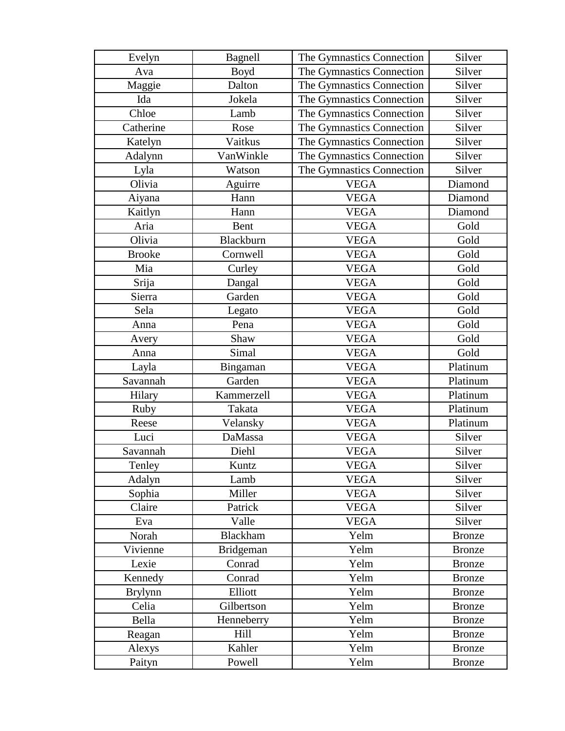| Evelyn | Bagnell | The Gymnastics Connection | Silver |
|---|---|---|---|
| Ava | Boyd | The Gymnastics Connection | Silver |
| Maggie | Dalton | The Gymnastics Connection | Silver |
| Ida | Jokela | The Gymnastics Connection | Silver |
| Chloe | Lamb | The Gymnastics Connection | Silver |
| Catherine | Rose | The Gymnastics Connection | Silver |
| Katelyn | Vaitkus | The Gymnastics Connection | Silver |
| Adalynn | VanWinkle | The Gymnastics Connection | Silver |
| Lyla | Watson | The Gymnastics Connection | Silver |
| Olivia | Aguirre | VEGA | Diamond |
| Aiyana | Hann | VEGA | Diamond |
| Kaitlyn | Hann | VEGA | Diamond |
| Aria | Bent | VEGA | Gold |
| Olivia | Blackburn | VEGA | Gold |
| Brooke | Cornwell | VEGA | Gold |
| Mia | Curley | VEGA | Gold |
| Srija | Dangal | VEGA | Gold |
| Sierra | Garden | VEGA | Gold |
| Sela | Legato | VEGA | Gold |
| Anna | Pena | VEGA | Gold |
| Avery | Shaw | VEGA | Gold |
| Anna | Simal | VEGA | Gold |
| Layla | Bingaman | VEGA | Platinum |
| Savannah | Garden | VEGA | Platinum |
| Hilary | Kammerzell | VEGA | Platinum |
| Ruby | Takata | VEGA | Platinum |
| Reese | Velansky | VEGA | Platinum |
| Luci | DaMassa | VEGA | Silver |
| Savannah | Diehl | VEGA | Silver |
| Tenley | Kuntz | VEGA | Silver |
| Adalyn | Lamb | VEGA | Silver |
| Sophia | Miller | VEGA | Silver |
| Claire | Patrick | VEGA | Silver |
| Eva | Valle | VEGA | Silver |
| Norah | Blackham | Yelm | Bronze |
| Vivienne | Bridgeman | Yelm | Bronze |
| Lexie | Conrad | Yelm | Bronze |
| Kennedy | Conrad | Yelm | Bronze |
| Brylynn | Elliott | Yelm | Bronze |
| Celia | Gilbertson | Yelm | Bronze |
| Bella | Henneberry | Yelm | Bronze |
| Reagan | Hill | Yelm | Bronze |
| Alexys | Kahler | Yelm | Bronze |
| Paityn | Powell | Yelm | Bronze |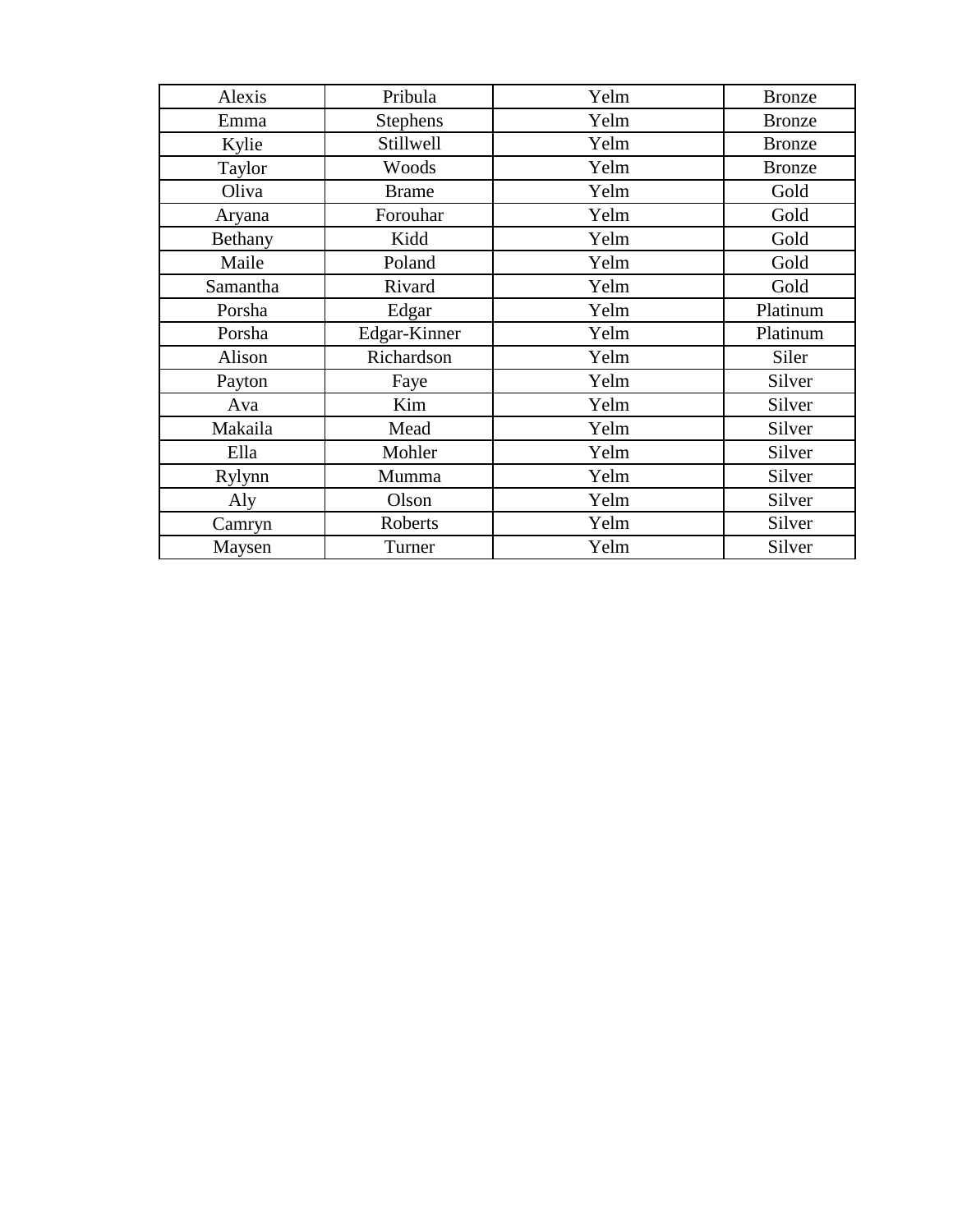| | | | |
|---|---|---|---|
| Alexis | Pribula | Yelm | Bronze |
| Emma | Stephens | Yelm | Bronze |
| Kylie | Stillwell | Yelm | Bronze |
| Taylor | Woods | Yelm | Bronze |
| Oliva | Brame | Yelm | Gold |
| Aryana | Forouhar | Yelm | Gold |
| Bethany | Kidd | Yelm | Gold |
| Maile | Poland | Yelm | Gold |
| Samantha | Rivard | Yelm | Gold |
| Porsha | Edgar | Yelm | Platinum |
| Porsha | Edgar-Kinner | Yelm | Platinum |
| Alison | Richardson | Yelm | Siler |
| Payton | Faye | Yelm | Silver |
| Ava | Kim | Yelm | Silver |
| Makaila | Mead | Yelm | Silver |
| Ella | Mohler | Yelm | Silver |
| Rylynn | Mumma | Yelm | Silver |
| Aly | Olson | Yelm | Silver |
| Camryn | Roberts | Yelm | Silver |
| Maysen | Turner | Yelm | Silver |